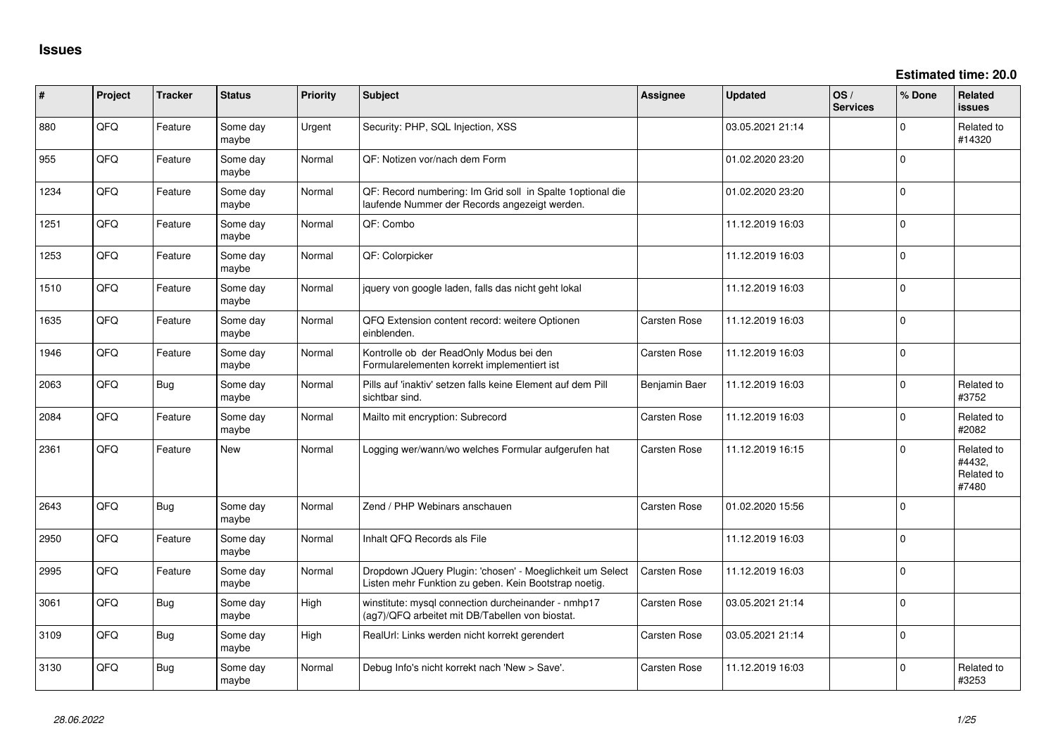# Issues

**Estimated time: 20.0**

| # | Project | Tracker | Status | Priority | Subject | Assignee | Updated | OS / Services | % Done | Related issues |
|---|---|---|---|---|---|---|---|---|---|---|
| 880 | QFQ | Feature | Some day maybe | Urgent | Security: PHP, SQL Injection, XSS | | 03.05.2021 21:14 | | 0 | Related to #14320 |
| 955 | QFQ | Feature | Some day maybe | Normal | QF: Notizen vor/nach dem Form | | 01.02.2020 23:20 | | 0 | |
| 1234 | QFQ | Feature | Some day maybe | Normal | QF: Record numbering: Im Grid soll in Spalte 1optional die laufende Nummer der Records angezeigt werden. | | 01.02.2020 23:20 | | 0 | |
| 1251 | QFQ | Feature | Some day maybe | Normal | QF: Combo | | 11.12.2019 16:03 | | 0 | |
| 1253 | QFQ | Feature | Some day maybe | Normal | QF: Colorpicker | | 11.12.2019 16:03 | | 0 | |
| 1510 | QFQ | Feature | Some day maybe | Normal | jquery von google laden, falls das nicht geht lokal | | 11.12.2019 16:03 | | 0 | |
| 1635 | QFQ | Feature | Some day maybe | Normal | QFQ Extension content record: weitere Optionen einblenden. | Carsten Rose | 11.12.2019 16:03 | | 0 | |
| 1946 | QFQ | Feature | Some day maybe | Normal | Kontrolle ob der ReadOnly Modus bei den Formularelementen korrekt implementiert ist | Carsten Rose | 11.12.2019 16:03 | | 0 | |
| 2063 | QFQ | Bug | Some day maybe | Normal | Pills auf 'inaktiv' setzen falls keine Element auf dem Pill sichtbar sind. | Benjamin Baer | 11.12.2019 16:03 | | 0 | Related to #3752 |
| 2084 | QFQ | Feature | Some day maybe | Normal | Mailto mit encryption: Subrecord | Carsten Rose | 11.12.2019 16:03 | | 0 | Related to #2082 |
| 2361 | QFQ | Feature | New | Normal | Logging wer/wann/wo welches Formular aufgerufen hat | Carsten Rose | 11.12.2019 16:15 | | 0 | Related to #4432, Related to #7480 |
| 2643 | QFQ | Bug | Some day maybe | Normal | Zend / PHP Webinars anschauen | Carsten Rose | 01.02.2020 15:56 | | 0 | |
| 2950 | QFQ | Feature | Some day maybe | Normal | Inhalt QFQ Records als File | | 11.12.2019 16:03 | | 0 | |
| 2995 | QFQ | Feature | Some day maybe | Normal | Dropdown JQuery Plugin: 'chosen' - Moeglichkeit um Select Listen mehr Funktion zu geben. Kein Bootstrap noetig. | Carsten Rose | 11.12.2019 16:03 | | 0 | |
| 3061 | QFQ | Bug | Some day maybe | High | winstitute: mysql connection durcheinander - nmhp17 (ag7)/QFQ arbeitet mit DB/Tabellen von biostat. | Carsten Rose | 03.05.2021 21:14 | | 0 | |
| 3109 | QFQ | Bug | Some day maybe | High | RealUrl: Links werden nicht korrekt gerendert | Carsten Rose | 03.05.2021 21:14 | | 0 | |
| 3130 | QFQ | Bug | Some day maybe | Normal | Debug Info's nicht korrekt nach 'New > Save'. | Carsten Rose | 11.12.2019 16:03 | | 0 | Related to #3253 |

*28.06.2022*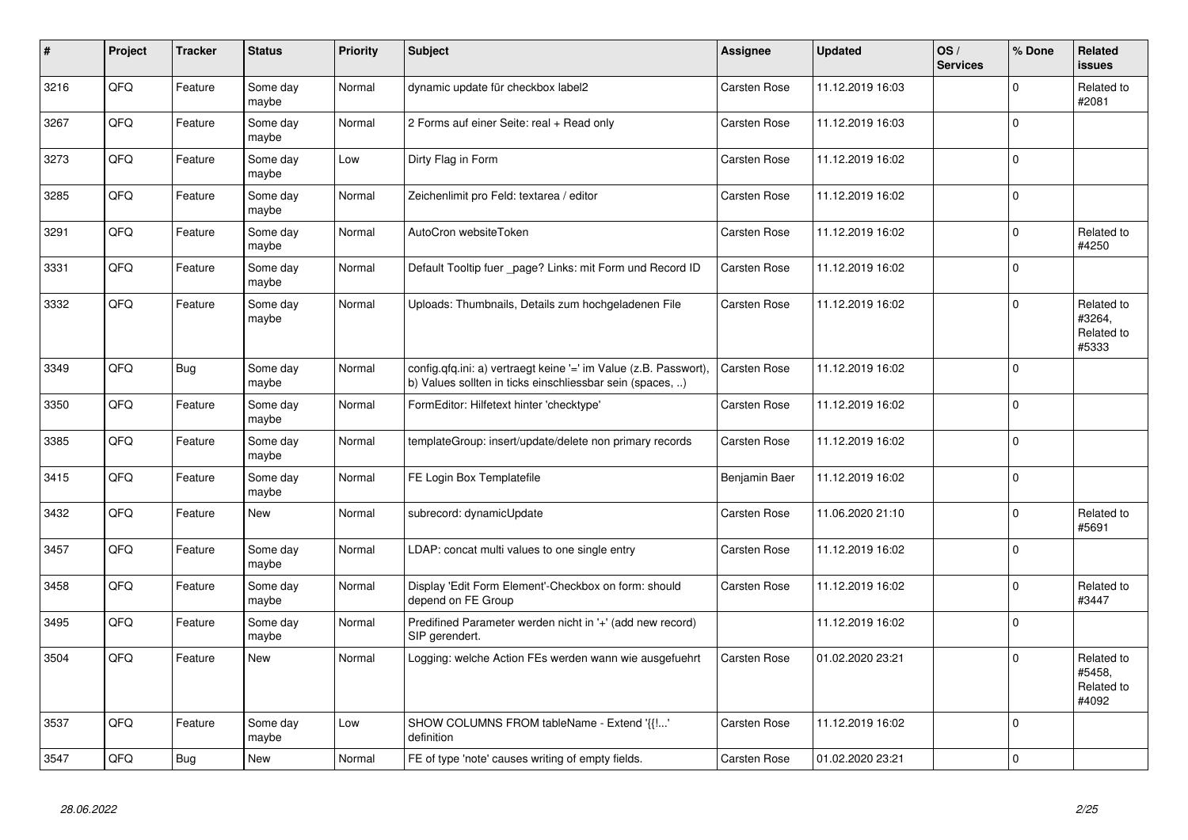| # | Project | Tracker | Status | Priority | Subject | Assignee | Updated | OS / Services | % Done | Related issues |
|---|---|---|---|---|---|---|---|---|---|---|
| 3216 | QFQ | Feature | Some day maybe | Normal | dynamic update für checkbox label2 | Carsten Rose | 11.12.2019 16:03 | | 0 | Related to #2081 |
| 3267 | QFQ | Feature | Some day maybe | Normal | 2 Forms auf einer Seite: real + Read only | Carsten Rose | 11.12.2019 16:03 | | 0 | |
| 3273 | QFQ | Feature | Some day maybe | Low | Dirty Flag in Form | Carsten Rose | 11.12.2019 16:02 | | 0 | |
| 3285 | QFQ | Feature | Some day maybe | Normal | Zeichenlimit pro Feld: textarea / editor | Carsten Rose | 11.12.2019 16:02 | | 0 | |
| 3291 | QFQ | Feature | Some day maybe | Normal | AutoCron websiteToken | Carsten Rose | 11.12.2019 16:02 | | 0 | Related to #4250 |
| 3331 | QFQ | Feature | Some day maybe | Normal | Default Tooltip fuer _page? Links: mit Form und Record ID | Carsten Rose | 11.12.2019 16:02 | | 0 | |
| 3332 | QFQ | Feature | Some day maybe | Normal | Uploads: Thumbnails, Details zum hochgeladenen File | Carsten Rose | 11.12.2019 16:02 | | 0 | Related to #3264, Related to #5333 |
| 3349 | QFQ | Bug | Some day maybe | Normal | config.qfq.ini: a) vertraegt keine '=' im Value (z.B. Passwort), b) Values sollten in ticks einschliessbar sein (spaces, ..) | Carsten Rose | 11.12.2019 16:02 | | 0 | |
| 3350 | QFQ | Feature | Some day maybe | Normal | FormEditor: Hilfetext hinter 'checktype' | Carsten Rose | 11.12.2019 16:02 | | 0 | |
| 3385 | QFQ | Feature | Some day maybe | Normal | templateGroup: insert/update/delete non primary records | Carsten Rose | 11.12.2019 16:02 | | 0 | |
| 3415 | QFQ | Feature | Some day maybe | Normal | FE Login Box Templatefile | Benjamin Baer | 11.12.2019 16:02 | | 0 | |
| 3432 | QFQ | Feature | New | Normal | subrecord: dynamicUpdate | Carsten Rose | 11.06.2020 21:10 | | 0 | Related to #5691 |
| 3457 | QFQ | Feature | Some day maybe | Normal | LDAP: concat multi values to one single entry | Carsten Rose | 11.12.2019 16:02 | | 0 | |
| 3458 | QFQ | Feature | Some day maybe | Normal | Display 'Edit Form Element'-Checkbox on form: should depend on FE Group | Carsten Rose | 11.12.2019 16:02 | | 0 | Related to #3447 |
| 3495 | QFQ | Feature | Some day maybe | Normal | Predifined Parameter werden nicht in '+' (add new record) SIP gerendert. | | 11.12.2019 16:02 | | 0 | |
| 3504 | QFQ | Feature | New | Normal | Logging: welche Action FEs werden wann wie ausgefuehrt | Carsten Rose | 01.02.2020 23:21 | | 0 | Related to #5458, Related to #4092 |
| 3537 | QFQ | Feature | Some day maybe | Low | SHOW COLUMNS FROM tableName - Extend '{{!...' definition | Carsten Rose | 11.12.2019 16:02 | | 0 | |
| 3547 | QFQ | Bug | New | Normal | FE of type 'note' causes writing of empty fields. | Carsten Rose | 01.02.2020 23:21 | | 0 | |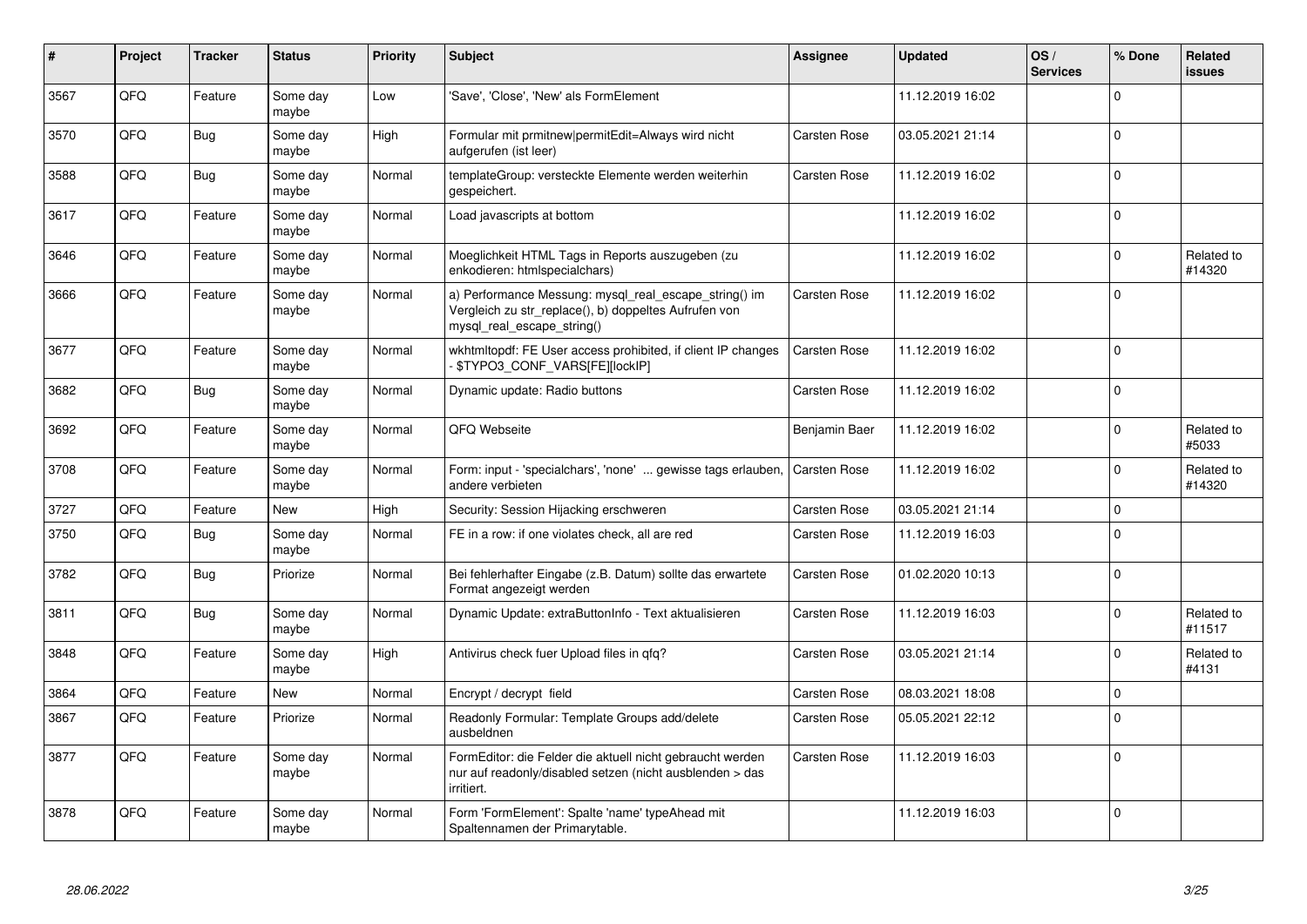| # | Project | Tracker | Status | Priority | Subject | Assignee | Updated | OS / Services | % Done | Related issues |
|---|---|---|---|---|---|---|---|---|---|---|
| 3567 | QFQ | Feature | Some day maybe | Low | 'Save', 'Close', 'New' als FormElement | | 11.12.2019 16:02 | | 0 | |
| 3570 | QFQ | Bug | Some day maybe | High | Formular mit prmitnew\|permitEdit=Always wird nicht aufgerufen (ist leer) | Carsten Rose | 03.05.2021 21:14 | | 0 | |
| 3588 | QFQ | Bug | Some day maybe | Normal | templateGroup: versteckte Elemente werden weiterhin gespeichert. | Carsten Rose | 11.12.2019 16:02 | | 0 | |
| 3617 | QFQ | Feature | Some day maybe | Normal | Load javascripts at bottom | | 11.12.2019 16:02 | | 0 | |
| 3646 | QFQ | Feature | Some day maybe | Normal | Moeglichkeit HTML Tags in Reports auszugeben (zu enkodieren: htmlspecialchars) | | 11.12.2019 16:02 | | 0 | Related to #14320 |
| 3666 | QFQ | Feature | Some day maybe | Normal | a) Performance Messung: mysql_real_escape_string() im Vergleich zu str_replace(), b) doppeltes Aufrufen von mysql_real_escape_string() | Carsten Rose | 11.12.2019 16:02 | | 0 | |
| 3677 | QFQ | Feature | Some day maybe | Normal | wkhtmltopdf: FE User access prohibited, if client IP changes - $TYPO3_CONF_VARS[FE][lockIP] | Carsten Rose | 11.12.2019 16:02 | | 0 | |
| 3682 | QFQ | Bug | Some day maybe | Normal | Dynamic update: Radio buttons | Carsten Rose | 11.12.2019 16:02 | | 0 | |
| 3692 | QFQ | Feature | Some day maybe | Normal | QFQ Webseite | Benjamin Baer | 11.12.2019 16:02 | | 0 | Related to #5033 |
| 3708 | QFQ | Feature | Some day maybe | Normal | Form: input - 'specialchars', 'none' ... gewisse tags erlauben, andere verbieten | Carsten Rose | 11.12.2019 16:02 | | 0 | Related to #14320 |
| 3727 | QFQ | Feature | New | High | Security: Session Hijacking erschweren | Carsten Rose | 03.05.2021 21:14 | | 0 | |
| 3750 | QFQ | Bug | Some day maybe | Normal | FE in a row: if one violates check, all are red | Carsten Rose | 11.12.2019 16:03 | | 0 | |
| 3782 | QFQ | Bug | Priorize | Normal | Bei fehlerhafter Eingabe (z.B. Datum) sollte das erwartete Format angezeigt werden | Carsten Rose | 01.02.2020 10:13 | | 0 | |
| 3811 | QFQ | Bug | Some day maybe | Normal | Dynamic Update: extraButtonInfo - Text aktualisieren | Carsten Rose | 11.12.2019 16:03 | | 0 | Related to #11517 |
| 3848 | QFQ | Feature | Some day maybe | High | Antivirus check fuer Upload files in qfq? | Carsten Rose | 03.05.2021 21:14 | | 0 | Related to #4131 |
| 3864 | QFQ | Feature | New | Normal | Encrypt / decrypt field | Carsten Rose | 08.03.2021 18:08 | | 0 | |
| 3867 | QFQ | Feature | Priorize | Normal | Readonly Formular: Template Groups add/delete ausbeldnen | Carsten Rose | 05.05.2021 22:12 | | 0 | |
| 3877 | QFQ | Feature | Some day maybe | Normal | FormEditor: die Felder die aktuell nicht gebraucht werden nur auf readonly/disabled setzen (nicht ausblenden > das irritiert. | Carsten Rose | 11.12.2019 16:03 | | 0 | |
| 3878 | QFQ | Feature | Some day maybe | Normal | Form 'FormElement': Spalte 'name' typeAhead mit Spaltennamen der Primarytable. | | 11.12.2019 16:03 | | 0 | |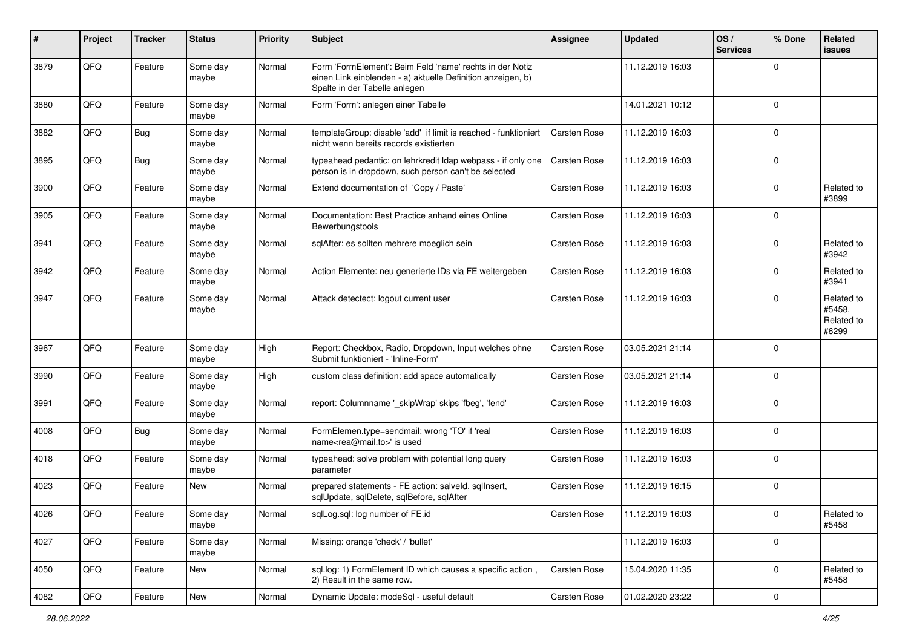| # | Project | Tracker | Status | Priority | Subject | Assignee | Updated | OS / Services | % Done | Related issues |
|---|---|---|---|---|---|---|---|---|---|---|
| 3879 | QFQ | Feature | Some day maybe | Normal | Form 'FormElement': Beim Feld 'name' rechts in der Notiz einen Link einblenden - a) aktuelle Definition anzeigen, b) Spalte in der Tabelle anlegen | | 11.12.2019 16:03 | | 0 | |
| 3880 | QFQ | Feature | Some day maybe | Normal | Form 'Form': anlegen einer Tabelle | | 14.01.2021 10:12 | | 0 | |
| 3882 | QFQ | Bug | Some day maybe | Normal | templateGroup: disable 'add' if limit is reached - funktioniert nicht wenn bereits records existierten | Carsten Rose | 11.12.2019 16:03 | | 0 | |
| 3895 | QFQ | Bug | Some day maybe | Normal | typeahead pedantic: on lehrkredit ldap webpass - if only one person is in dropdown, such person can't be selected | Carsten Rose | 11.12.2019 16:03 | | 0 | |
| 3900 | QFQ | Feature | Some day maybe | Normal | Extend documentation of 'Copy / Paste' | Carsten Rose | 11.12.2019 16:03 | | 0 | Related to #3899 |
| 3905 | QFQ | Feature | Some day maybe | Normal | Documentation: Best Practice anhand eines Online Bewerbungstools | Carsten Rose | 11.12.2019 16:03 | | 0 | |
| 3941 | QFQ | Feature | Some day maybe | Normal | sqlAfter: es sollten mehrere moeglich sein | Carsten Rose | 11.12.2019 16:03 | | 0 | Related to #3942 |
| 3942 | QFQ | Feature | Some day maybe | Normal | Action Elemente: neu generierte IDs via FE weitergeben | Carsten Rose | 11.12.2019 16:03 | | 0 | Related to #3941 |
| 3947 | QFQ | Feature | Some day maybe | Normal | Attack detectect: logout current user | Carsten Rose | 11.12.2019 16:03 | | 0 | Related to #5458, Related to #6299 |
| 3967 | QFQ | Feature | Some day maybe | High | Report: Checkbox, Radio, Dropdown, Input welches ohne Submit funktioniert - 'Inline-Form' | Carsten Rose | 03.05.2021 21:14 | | 0 | |
| 3990 | QFQ | Feature | Some day maybe | High | custom class definition: add space automatically | Carsten Rose | 03.05.2021 21:14 | | 0 | |
| 3991 | QFQ | Feature | Some day maybe | Normal | report: Columnname '_skipWrap' skips 'fbeg', 'fend' | Carsten Rose | 11.12.2019 16:03 | | 0 | |
| 4008 | QFQ | Bug | Some day maybe | Normal | FormElemen.type=sendmail: wrong 'TO' if 'real name<rea@mail.to>' is used | Carsten Rose | 11.12.2019 16:03 | | 0 | |
| 4018 | QFQ | Feature | Some day maybe | Normal | typeahead: solve problem with potential long query parameter | Carsten Rose | 11.12.2019 16:03 | | 0 | |
| 4023 | QFQ | Feature | New | Normal | prepared statements - FE action: salveld, sqlInsert, sqlUpdate, sqlDelete, sqlBefore, sqlAfter | Carsten Rose | 11.12.2019 16:15 | | 0 | |
| 4026 | QFQ | Feature | Some day maybe | Normal | sqlLog.sql: log number of FE.id | Carsten Rose | 11.12.2019 16:03 | | 0 | Related to #5458 |
| 4027 | QFQ | Feature | Some day maybe | Normal | Missing: orange 'check' / 'bullet' | | 11.12.2019 16:03 | | 0 | |
| 4050 | QFQ | Feature | New | Normal | sql.log: 1) FormElement ID which causes a specific action , 2) Result in the same row. | Carsten Rose | 15.04.2020 11:35 | | 0 | Related to #5458 |
| 4082 | QFQ | Feature | New | Normal | Dynamic Update: modeSql - useful default | Carsten Rose | 01.02.2020 23:22 | | 0 | |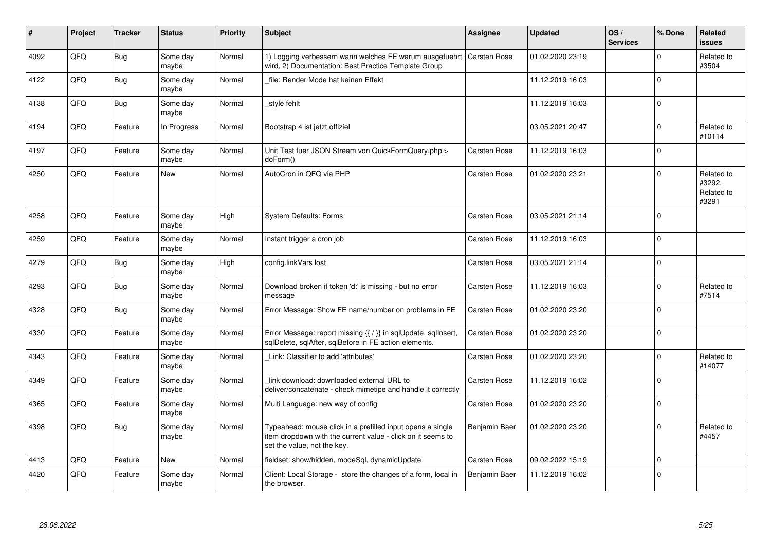| # | Project | Tracker | Status | Priority | Subject | Assignee | Updated | OS / Services | % Done | Related issues |
|---|---|---|---|---|---|---|---|---|---|---|
| 4092 | QFQ | Bug | Some day maybe | Normal | 1) Logging verbessern wann welches FE warum ausgefuehrt wird, 2) Documentation: Best Practice Template Group | Carsten Rose | 01.02.2020 23:19 | | 0 | Related to #3504 |
| 4122 | QFQ | Bug | Some day maybe | Normal | _file: Render Mode hat keinen Effekt | | 11.12.2019 16:03 | | 0 | |
| 4138 | QFQ | Bug | Some day maybe | Normal | _style fehlt | | 11.12.2019 16:03 | | 0 | |
| 4194 | QFQ | Feature | In Progress | Normal | Bootstrap 4 ist jetzt offiziel | | 03.05.2021 20:47 | | 0 | Related to #10114 |
| 4197 | QFQ | Feature | Some day maybe | Normal | Unit Test fuer JSON Stream von QuickFormQuery.php > doForm() | Carsten Rose | 11.12.2019 16:03 | | 0 | |
| 4250 | QFQ | Feature | New | Normal | AutoCron in QFQ via PHP | Carsten Rose | 01.02.2020 23:21 | | 0 | Related to #3292, Related to #3291 |
| 4258 | QFQ | Feature | Some day maybe | High | System Defaults: Forms | Carsten Rose | 03.05.2021 21:14 | | 0 | |
| 4259 | QFQ | Feature | Some day maybe | Normal | Instant trigger a cron job | Carsten Rose | 11.12.2019 16:03 | | 0 | |
| 4279 | QFQ | Bug | Some day maybe | High | config.linkVars lost | Carsten Rose | 03.05.2021 21:14 | | 0 | |
| 4293 | QFQ | Bug | Some day maybe | Normal | Download broken if token 'd:' is missing - but no error message | Carsten Rose | 11.12.2019 16:03 | | 0 | Related to #7514 |
| 4328 | QFQ | Bug | Some day maybe | Normal | Error Message: Show FE name/number on problems in FE | Carsten Rose | 01.02.2020 23:20 | | 0 | |
| 4330 | QFQ | Feature | Some day maybe | Normal | Error Message: report missing {{ / }} in sqlUpdate, sqlInsert, sqlDelete, sqlAfter, sqlBefore in FE action elements. | Carsten Rose | 01.02.2020 23:20 | | 0 | |
| 4343 | QFQ | Feature | Some day maybe | Normal | _Link: Classifier to add 'attributes' | Carsten Rose | 01.02.2020 23:20 | | 0 | Related to #14077 |
| 4349 | QFQ | Feature | Some day maybe | Normal | _link\|download: downloaded external URL to deliver/concatenate - check mimetipe and handle it correctly | Carsten Rose | 11.12.2019 16:02 | | 0 | |
| 4365 | QFQ | Feature | Some day maybe | Normal | Multi Language: new way of config | Carsten Rose | 01.02.2020 23:20 | | 0 | |
| 4398 | QFQ | Bug | Some day maybe | Normal | Typeahead: mouse click in a prefilled input opens a single item dropdown with the current value - click on it seems to set the value, not the key. | Benjamin Baer | 01.02.2020 23:20 | | 0 | Related to #4457 |
| 4413 | QFQ | Feature | New | Normal | fieldset: show/hidden, modeSql, dynamicUpdate | Carsten Rose | 09.02.2022 15:19 | | 0 | |
| 4420 | QFQ | Feature | Some day maybe | Normal | Client: Local Storage - store the changes of a form, local in the browser. | Benjamin Baer | 11.12.2019 16:02 | | 0 | |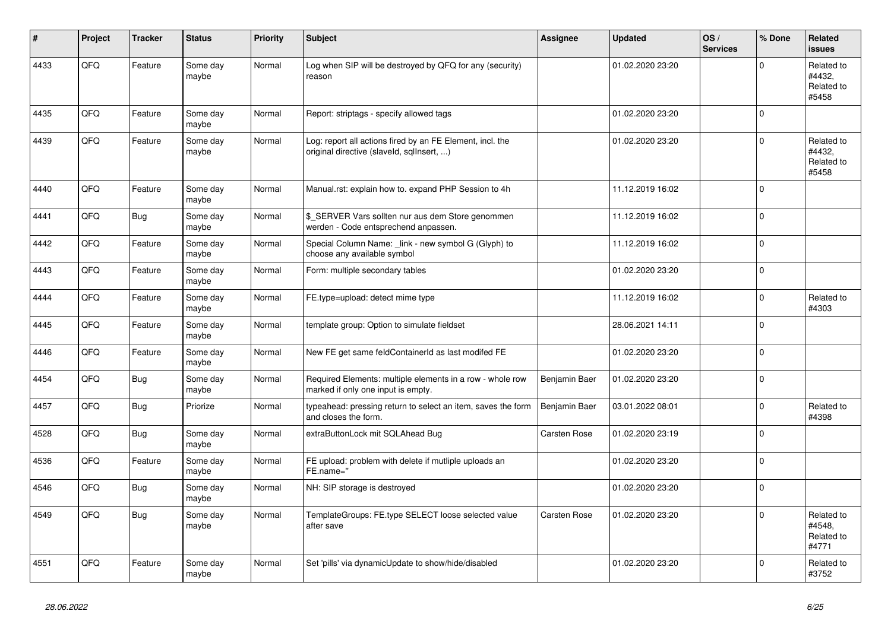| # | Project | Tracker | Status | Priority | Subject | Assignee | Updated | OS / Services | % Done | Related issues |
|---|---|---|---|---|---|---|---|---|---|---|
| 4433 | QFQ | Feature | Some day maybe | Normal | Log when SIP will be destroyed by QFQ for any (security) reason | | 01.02.2020 23:20 | | 0 | Related to #4432, Related to #5458 |
| 4435 | QFQ | Feature | Some day maybe | Normal | Report: striptags - specify allowed tags | | 01.02.2020 23:20 | | 0 | |
| 4439 | QFQ | Feature | Some day maybe | Normal | Log: report all actions fired by an FE Element, incl. the original directive (slaveId, sqlInsert, ...) | | 01.02.2020 23:20 | | 0 | Related to #4432, Related to #5458 |
| 4440 | QFQ | Feature | Some day maybe | Normal | Manual.rst: explain how to. expand PHP Session to 4h | | 11.12.2019 16:02 | | 0 | |
| 4441 | QFQ | Bug | Some day maybe | Normal | $_SERVER Vars sollten nur aus dem Store genommen werden - Code entsprechend anpassen. | | 11.12.2019 16:02 | | 0 | |
| 4442 | QFQ | Feature | Some day maybe | Normal | Special Column Name: _link - new symbol G (Glyph) to choose any available symbol | | 11.12.2019 16:02 | | 0 | |
| 4443 | QFQ | Feature | Some day maybe | Normal | Form: multiple secondary tables | | 01.02.2020 23:20 | | 0 | |
| 4444 | QFQ | Feature | Some day maybe | Normal | FE.type=upload: detect mime type | | 11.12.2019 16:02 | | 0 | Related to #4303 |
| 4445 | QFQ | Feature | Some day maybe | Normal | template group: Option to simulate fieldset | | 28.06.2021 14:11 | | 0 | |
| 4446 | QFQ | Feature | Some day maybe | Normal | New FE get same feldContainerId as last modifed FE | | 01.02.2020 23:20 | | 0 | |
| 4454 | QFQ | Bug | Some day maybe | Normal | Required Elements: multiple elements in a row - whole row marked if only one input is empty. | Benjamin Baer | 01.02.2020 23:20 | | 0 | |
| 4457 | QFQ | Bug | Priorize | Normal | typeahead: pressing return to select an item, saves the form and closes the form. | Benjamin Baer | 03.01.2022 08:01 | | 0 | Related to #4398 |
| 4528 | QFQ | Bug | Some day maybe | Normal | extraButtonLock mit SQLAhead Bug | Carsten Rose | 01.02.2020 23:19 | | 0 | |
| 4536 | QFQ | Feature | Some day maybe | Normal | FE upload: problem with delete if mutliple uploads an FE.name='' | | 01.02.2020 23:20 | | 0 | |
| 4546 | QFQ | Bug | Some day maybe | Normal | NH: SIP storage is destroyed | | 01.02.2020 23:20 | | 0 | |
| 4549 | QFQ | Bug | Some day maybe | Normal | TemplateGroups: FE.type SELECT loose selected value after save | Carsten Rose | 01.02.2020 23:20 | | 0 | Related to #4548, Related to #4771 |
| 4551 | QFQ | Feature | Some day maybe | Normal | Set 'pills' via dynamicUpdate to show/hide/disabled | | 01.02.2020 23:20 | | 0 | Related to #3752 |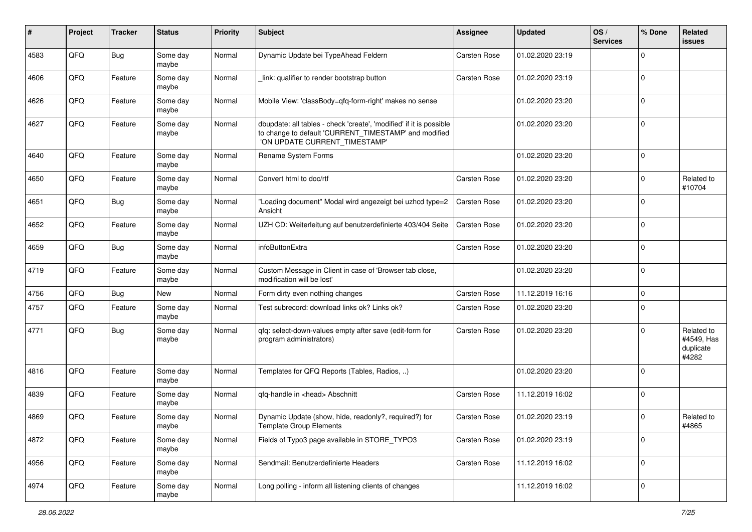| # | Project | Tracker | Status | Priority | Subject | Assignee | Updated | OS / Services | % Done | Related issues |
|---|---|---|---|---|---|---|---|---|---|---|
| 4583 | QFQ | Bug | Some day maybe | Normal | Dynamic Update bei TypeAhead Feldern | Carsten Rose | 01.02.2020 23:19 | | 0 | |
| 4606 | QFQ | Feature | Some day maybe | Normal | _link: qualifier to render bootstrap button | Carsten Rose | 01.02.2020 23:19 | | 0 | |
| 4626 | QFQ | Feature | Some day maybe | Normal | Mobile View: 'classBody=qfq-form-right' makes no sense | | 01.02.2020 23:20 | | 0 | |
| 4627 | QFQ | Feature | Some day maybe | Normal | dbupdate: all tables - check 'create', 'modified' if it is possible to change to default 'CURRENT_TIMESTAMP' and modified 'ON UPDATE CURRENT_TIMESTAMP' | | 01.02.2020 23:20 | | 0 | |
| 4640 | QFQ | Feature | Some day maybe | Normal | Rename System Forms | | 01.02.2020 23:20 | | 0 | |
| 4650 | QFQ | Feature | Some day maybe | Normal | Convert html to doc/rtf | Carsten Rose | 01.02.2020 23:20 | | 0 | Related to #10704 |
| 4651 | QFQ | Bug | Some day maybe | Normal | "Loading document" Modal wird angezeigt bei uzhcd type=2 Ansicht | Carsten Rose | 01.02.2020 23:20 | | 0 | |
| 4652 | QFQ | Feature | Some day maybe | Normal | UZH CD: Weiterleitung auf benutzerdefinierte 403/404 Seite | Carsten Rose | 01.02.2020 23:20 | | 0 | |
| 4659 | QFQ | Bug | Some day maybe | Normal | infoButtonExtra | Carsten Rose | 01.02.2020 23:20 | | 0 | |
| 4719 | QFQ | Feature | Some day maybe | Normal | Custom Message in Client in case of 'Browser tab close, modification will be lost' | | 01.02.2020 23:20 | | 0 | |
| 4756 | QFQ | Bug | New | Normal | Form dirty even nothing changes | Carsten Rose | 11.12.2019 16:16 | | 0 | |
| 4757 | QFQ | Feature | Some day maybe | Normal | Test subrecord: download links ok? Links ok? | Carsten Rose | 01.02.2020 23:20 | | 0 | |
| 4771 | QFQ | Bug | Some day maybe | Normal | qfq: select-down-values empty after save (edit-form for program administrators) | Carsten Rose | 01.02.2020 23:20 | | 0 | Related to #4549, Has duplicate #4282 |
| 4816 | QFQ | Feature | Some day maybe | Normal | Templates for QFQ Reports (Tables, Radios, ..) | | 01.02.2020 23:20 | | 0 | |
| 4839 | QFQ | Feature | Some day maybe | Normal | qfq-handle in <head> Abschnitt | Carsten Rose | 11.12.2019 16:02 | | 0 | |
| 4869 | QFQ | Feature | Some day maybe | Normal | Dynamic Update (show, hide, readonly?, required?) for Template Group Elements | Carsten Rose | 01.02.2020 23:19 | | 0 | Related to #4865 |
| 4872 | QFQ | Feature | Some day maybe | Normal | Fields of Typo3 page available in STORE_TYPO3 | Carsten Rose | 01.02.2020 23:19 | | 0 | |
| 4956 | QFQ | Feature | Some day maybe | Normal | Sendmail: Benutzerdefinierte Headers | Carsten Rose | 11.12.2019 16:02 | | 0 | |
| 4974 | QFQ | Feature | Some day maybe | Normal | Long polling - inform all listening clients of changes | | 11.12.2019 16:02 | | 0 | |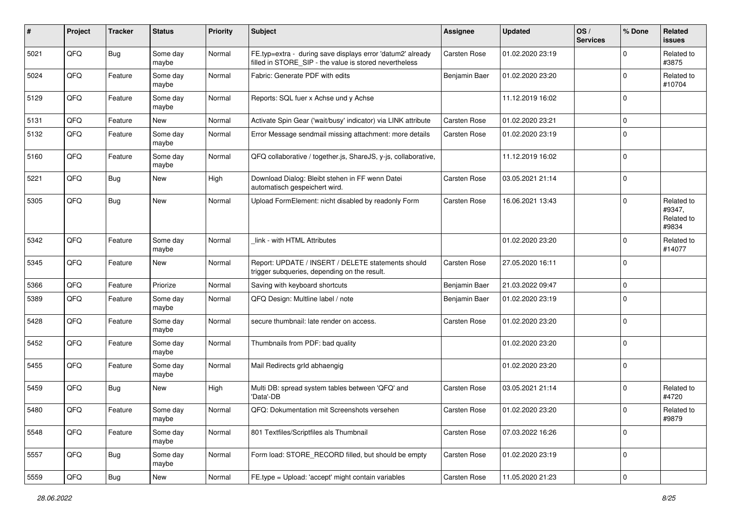| # | Project | Tracker | Status | Priority | Subject | Assignee | Updated | OS / Services | % Done | Related issues |
|---|---|---|---|---|---|---|---|---|---|---|
| 5021 | QFQ | Bug | Some day maybe | Normal | FE.typ=extra - during save displays error 'datum2' already filled in STORE_SIP - the value is stored nevertheless | Carsten Rose | 01.02.2020 23:19 | | 0 | Related to #3875 |
| 5024 | QFQ | Feature | Some day maybe | Normal | Fabric: Generate PDF with edits | Benjamin Baer | 01.02.2020 23:20 | | 0 | Related to #10704 |
| 5129 | QFQ | Feature | Some day maybe | Normal | Reports: SQL fuer x Achse und y Achse | | 11.12.2019 16:02 | | 0 | |
| 5131 | QFQ | Feature | New | Normal | Activate Spin Gear ('wait/busy' indicator) via LINK attribute | Carsten Rose | 01.02.2020 23:21 | | 0 | |
| 5132 | QFQ | Feature | Some day maybe | Normal | Error Message sendmail missing attachment: more details | Carsten Rose | 01.02.2020 23:19 | | 0 | |
| 5160 | QFQ | Feature | Some day maybe | Normal | QFQ collaborative / together.js, ShareJS, y-js, collaborative, | | 11.12.2019 16:02 | | 0 | |
| 5221 | QFQ | Bug | New | High | Download Dialog: Bleibt stehen in FF wenn Datei automatisch gespeichert wird. | Carsten Rose | 03.05.2021 21:14 | | 0 | |
| 5305 | QFQ | Bug | New | Normal | Upload FormElement: nicht disabled by readonly Form | Carsten Rose | 16.06.2021 13:43 | | 0 | Related to #9347, Related to #9834 |
| 5342 | QFQ | Feature | Some day maybe | Normal | _link - with HTML Attributes | | 01.02.2020 23:20 | | 0 | Related to #14077 |
| 5345 | QFQ | Feature | New | Normal | Report: UPDATE / INSERT / DELETE statements should trigger subqueries, depending on the result. | Carsten Rose | 27.05.2020 16:11 | | 0 | |
| 5366 | QFQ | Feature | Priorize | Normal | Saving with keyboard shortcuts | Benjamin Baer | 21.03.2022 09:47 | | 0 | |
| 5389 | QFQ | Feature | Some day maybe | Normal | QFQ Design: Multline label / note | Benjamin Baer | 01.02.2020 23:19 | | 0 | |
| 5428 | QFQ | Feature | Some day maybe | Normal | secure thumbnail: late render on access. | Carsten Rose | 01.02.2020 23:20 | | 0 | |
| 5452 | QFQ | Feature | Some day maybe | Normal | Thumbnails from PDF: bad quality | | 01.02.2020 23:20 | | 0 | |
| 5455 | QFQ | Feature | Some day maybe | Normal | Mail Redirects grld abhaengig | | 01.02.2020 23:20 | | 0 | |
| 5459 | QFQ | Bug | New | High | Multi DB: spread system tables between 'QFQ' and 'Data'-DB | Carsten Rose | 03.05.2021 21:14 | | 0 | Related to #4720 |
| 5480 | QFQ | Feature | Some day maybe | Normal | QFQ: Dokumentation mit Screenshots versehen | Carsten Rose | 01.02.2020 23:20 | | 0 | Related to #9879 |
| 5548 | QFQ | Feature | Some day maybe | Normal | 801 Textfiles/Scriptfiles als Thumbnail | Carsten Rose | 07.03.2022 16:26 | | 0 | |
| 5557 | QFQ | Bug | Some day maybe | Normal | Form load: STORE_RECORD filled, but should be empty | Carsten Rose | 01.02.2020 23:19 | | 0 | |
| 5559 | QFQ | Bug | New | Normal | FE.type = Upload: 'accept' might contain variables | Carsten Rose | 11.05.2020 21:23 | | 0 | |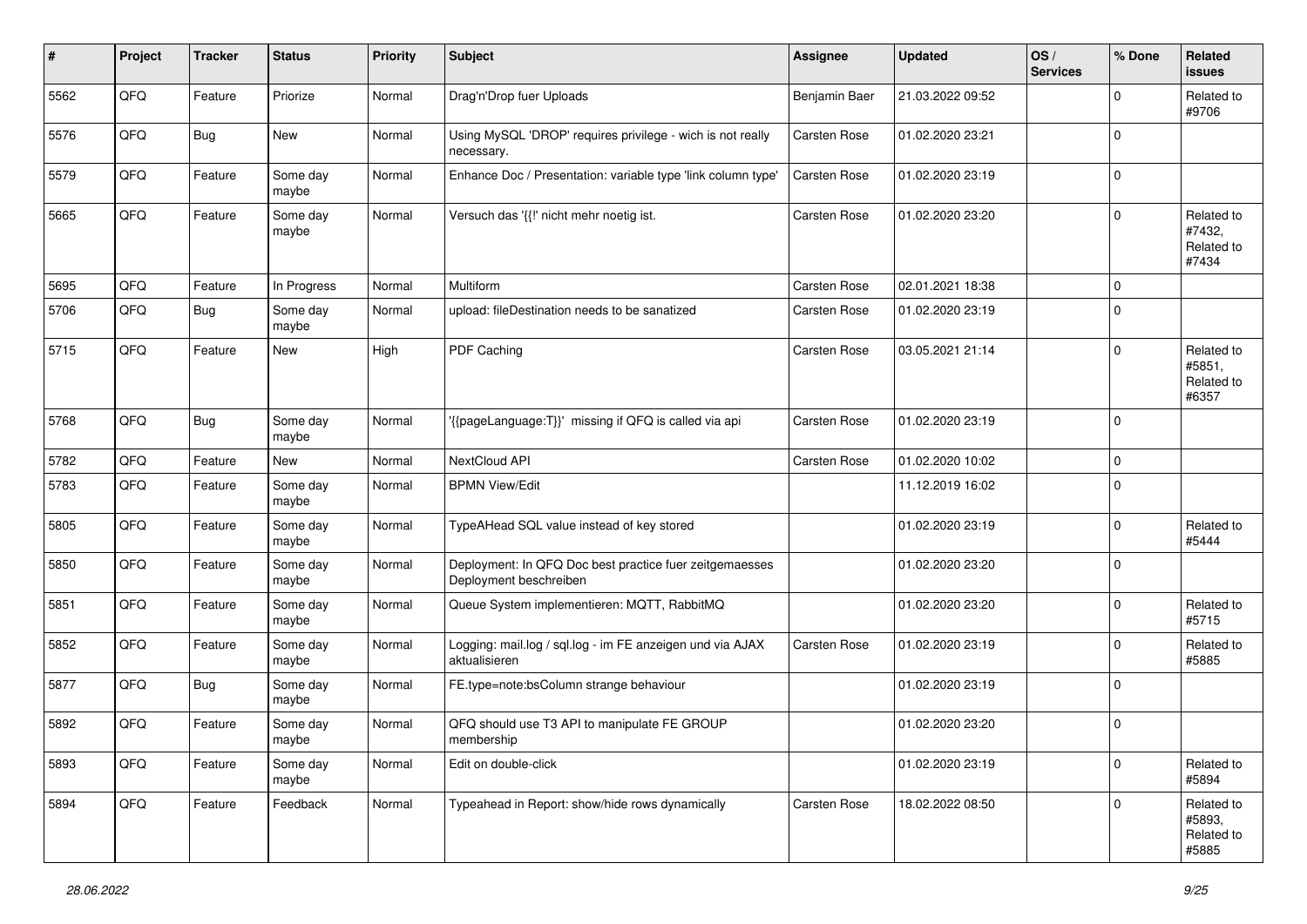| # | Project | Tracker | Status | Priority | Subject | Assignee | Updated | OS / Services | % Done | Related issues |
|---|---|---|---|---|---|---|---|---|---|---|
| 5562 | QFQ | Feature | Priorize | Normal | Drag'n'Drop fuer Uploads | Benjamin Baer | 21.03.2022 09:52 | | 0 | Related to #9706 |
| 5576 | QFQ | Bug | New | Normal | Using MySQL 'DROP' requires privilege - wich is not really necessary. | Carsten Rose | 01.02.2020 23:21 | | 0 | |
| 5579 | QFQ | Feature | Some day maybe | Normal | Enhance Doc / Presentation: variable type 'link column type' | Carsten Rose | 01.02.2020 23:19 | | 0 | |
| 5665 | QFQ | Feature | Some day maybe | Normal | Versuch das '{{!' nicht mehr noetig ist. | Carsten Rose | 01.02.2020 23:20 | | 0 | Related to #7432, Related to #7434 |
| 5695 | QFQ | Feature | In Progress | Normal | Multiform | Carsten Rose | 02.01.2021 18:38 | | 0 | |
| 5706 | QFQ | Bug | Some day maybe | Normal | upload: fileDestination needs to be sanatized | Carsten Rose | 01.02.2020 23:19 | | 0 | |
| 5715 | QFQ | Feature | New | High | PDF Caching | Carsten Rose | 03.05.2021 21:14 | | 0 | Related to #5851, Related to #6357 |
| 5768 | QFQ | Bug | Some day maybe | Normal | '{{pageLanguage:T}}' missing if QFQ is called via api | Carsten Rose | 01.02.2020 23:19 | | 0 | |
| 5782 | QFQ | Feature | New | Normal | NextCloud API | Carsten Rose | 01.02.2020 10:02 | | 0 | |
| 5783 | QFQ | Feature | Some day maybe | Normal | BPMN View/Edit | | 11.12.2019 16:02 | | 0 | |
| 5805 | QFQ | Feature | Some day maybe | Normal | TypeAHead SQL value instead of key stored | | 01.02.2020 23:19 | | 0 | Related to #5444 |
| 5850 | QFQ | Feature | Some day maybe | Normal | Deployment: In QFQ Doc best practice fuer zeitgemaesses Deployment beschreiben | | 01.02.2020 23:20 | | 0 | |
| 5851 | QFQ | Feature | Some day maybe | Normal | Queue System implementieren: MQTT, RabbitMQ | | 01.02.2020 23:20 | | 0 | Related to #5715 |
| 5852 | QFQ | Feature | Some day maybe | Normal | Logging: mail.log / sql.log - im FE anzeigen und via AJAX aktualisieren | Carsten Rose | 01.02.2020 23:19 | | 0 | Related to #5885 |
| 5877 | QFQ | Bug | Some day maybe | Normal | FE.type=note:bsColumn strange behaviour | | 01.02.2020 23:19 | | 0 | |
| 5892 | QFQ | Feature | Some day maybe | Normal | QFQ should use T3 API to manipulate FE GROUP membership | | 01.02.2020 23:20 | | 0 | |
| 5893 | QFQ | Feature | Some day maybe | Normal | Edit on double-click | | 01.02.2020 23:19 | | 0 | Related to #5894 |
| 5894 | QFQ | Feature | Feedback | Normal | Typeahead in Report: show/hide rows dynamically | Carsten Rose | 18.02.2022 08:50 | | 0 | Related to #5893, Related to #5885 |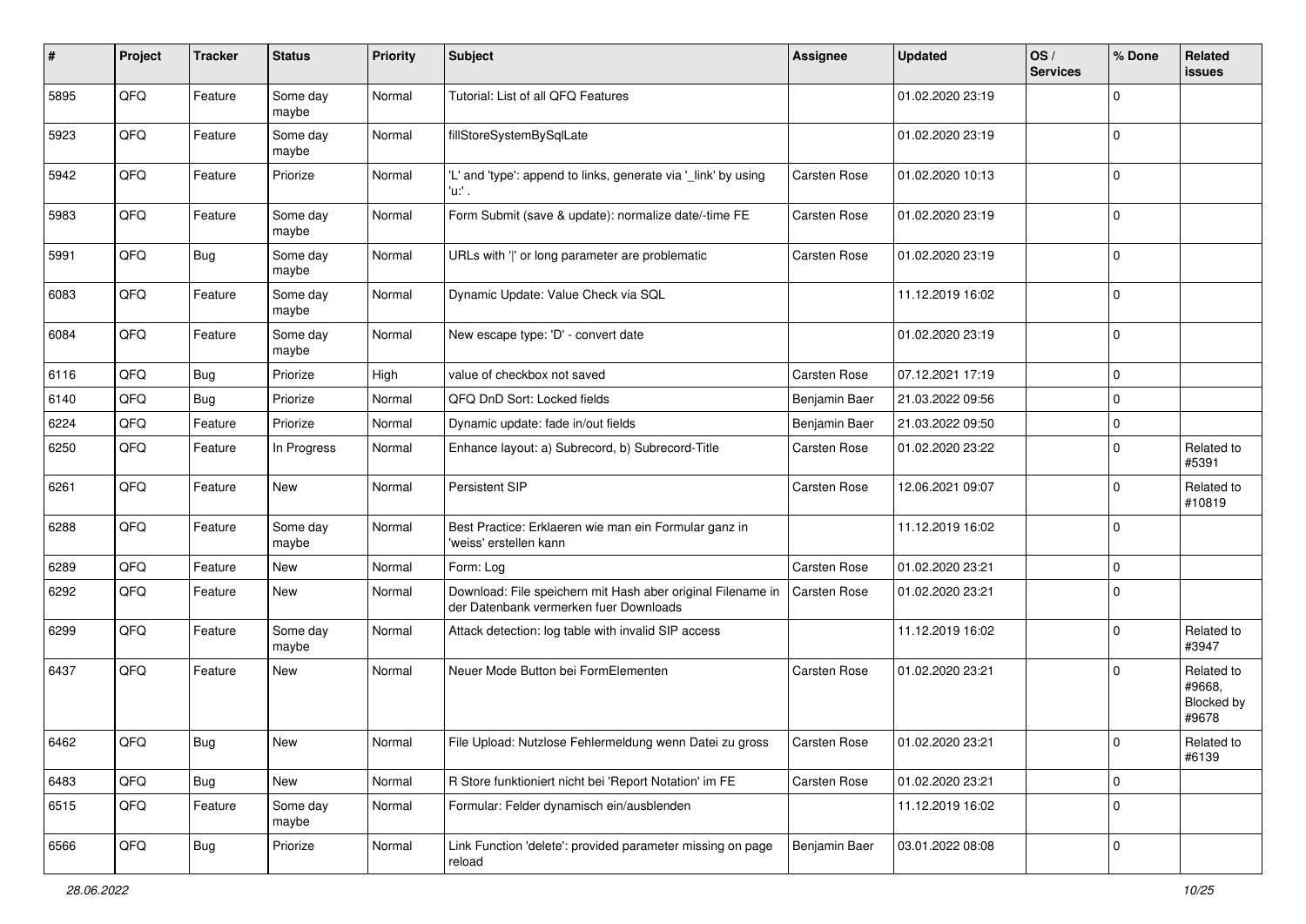| # | Project | Tracker | Status | Priority | Subject | Assignee | Updated | OS / Services | % Done | Related issues |
|---|---|---|---|---|---|---|---|---|---|---|
| 5895 | QFQ | Feature | Some day maybe | Normal | Tutorial: List of all QFQ Features | | 01.02.2020 23:19 | | 0 | |
| 5923 | QFQ | Feature | Some day maybe | Normal | fillStoreSystemBySqlLate | | 01.02.2020 23:19 | | 0 | |
| 5942 | QFQ | Feature | Priorize | Normal | 'L' and 'type': append to links, generate via '_link' by using 'u:' . | Carsten Rose | 01.02.2020 10:13 | | 0 | |
| 5983 | QFQ | Feature | Some day maybe | Normal | Form Submit (save & update): normalize date/-time FE | Carsten Rose | 01.02.2020 23:19 | | 0 | |
| 5991 | QFQ | Bug | Some day maybe | Normal | URLs with '\|' or long parameter are problematic | Carsten Rose | 01.02.2020 23:19 | | 0 | |
| 6083 | QFQ | Feature | Some day maybe | Normal | Dynamic Update: Value Check via SQL | | 11.12.2019 16:02 | | 0 | |
| 6084 | QFQ | Feature | Some day maybe | Normal | New escape type: 'D' - convert date | | 01.02.2020 23:19 | | 0 | |
| 6116 | QFQ | Bug | Priorize | High | value of checkbox not saved | Carsten Rose | 07.12.2021 17:19 | | 0 | |
| 6140 | QFQ | Bug | Priorize | Normal | QFQ DnD Sort: Locked fields | Benjamin Baer | 21.03.2022 09:56 | | 0 | |
| 6224 | QFQ | Feature | Priorize | Normal | Dynamic update: fade in/out fields | Benjamin Baer | 21.03.2022 09:50 | | 0 | |
| 6250 | QFQ | Feature | In Progress | Normal | Enhance layout: a) Subrecord, b) Subrecord-Title | Carsten Rose | 01.02.2020 23:22 | | 0 | Related to #5391 |
| 6261 | QFQ | Feature | New | Normal | Persistent SIP | Carsten Rose | 12.06.2021 09:07 | | 0 | Related to #10819 |
| 6288 | QFQ | Feature | Some day maybe | Normal | Best Practice: Erklaeren wie man ein Formular ganz in 'weiss' erstellen kann | | 11.12.2019 16:02 | | 0 | |
| 6289 | QFQ | Feature | New | Normal | Form: Log | Carsten Rose | 01.02.2020 23:21 | | 0 | |
| 6292 | QFQ | Feature | New | Normal | Download: File speichern mit Hash aber original Filename in der Datenbank vermerken fuer Downloads | Carsten Rose | 01.02.2020 23:21 | | 0 | |
| 6299 | QFQ | Feature | Some day maybe | Normal | Attack detection: log table with invalid SIP access | | 11.12.2019 16:02 | | 0 | Related to #3947 |
| 6437 | QFQ | Feature | New | Normal | Neuer Mode Button bei FormElementen | Carsten Rose | 01.02.2020 23:21 | | 0 | Related to #9668, Blocked by #9678 |
| 6462 | QFQ | Bug | New | Normal | File Upload: Nutzlose Fehlermeldung wenn Datei zu gross | Carsten Rose | 01.02.2020 23:21 | | 0 | Related to #6139 |
| 6483 | QFQ | Bug | New | Normal | R Store funktioniert nicht bei 'Report Notation' im FE | Carsten Rose | 01.02.2020 23:21 | | 0 | |
| 6515 | QFQ | Feature | Some day maybe | Normal | Formular: Felder dynamisch ein/ausblenden | | 11.12.2019 16:02 | | 0 | |
| 6566 | QFQ | Bug | Priorize | Normal | Link Function 'delete': provided parameter missing on page reload | Benjamin Baer | 03.01.2022 08:08 | | 0 | |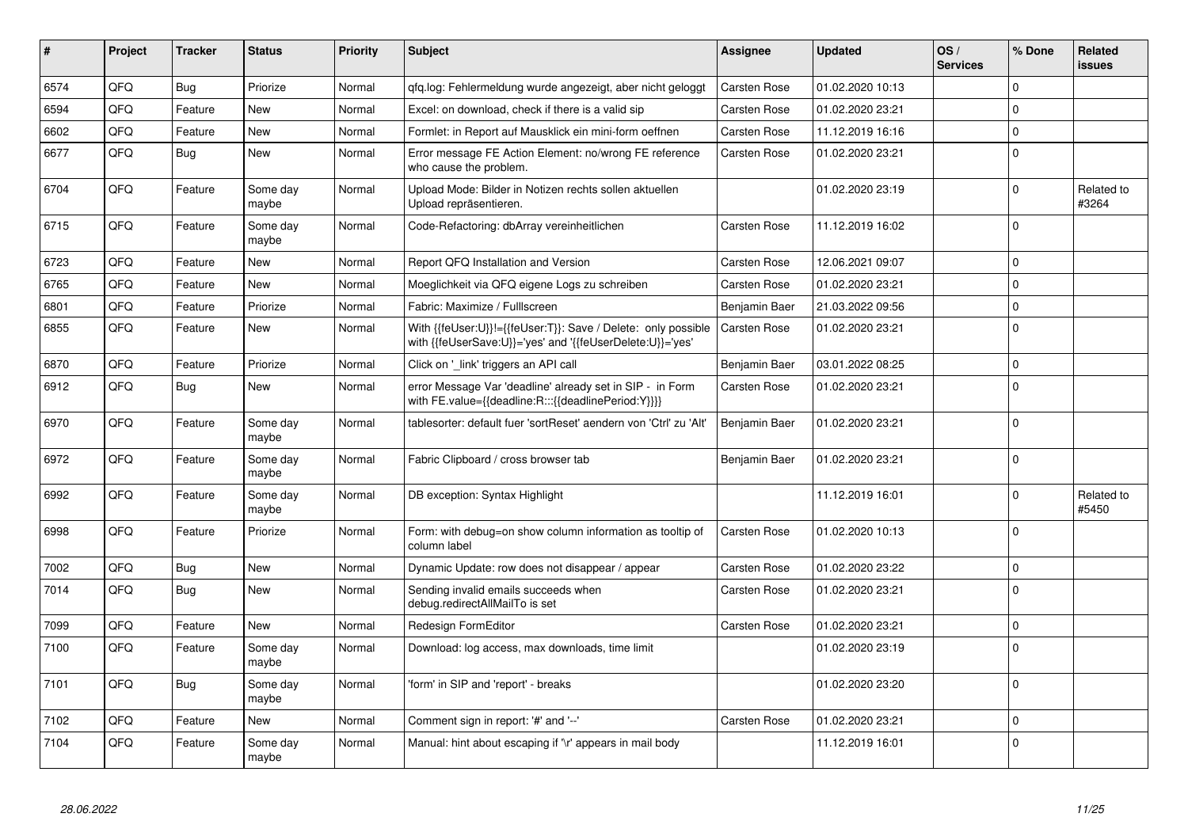| # | Project | Tracker | Status | Priority | Subject | Assignee | Updated | OS / Services | % Done | Related issues |
|---|---|---|---|---|---|---|---|---|---|---|
| 6574 | QFQ | Bug | Priorize | Normal | qfq.log: Fehlermeldung wurde angezeigt, aber nicht geloggt | Carsten Rose | 01.02.2020 10:13 | | 0 | |
| 6594 | QFQ | Feature | New | Normal | Excel: on download, check if there is a valid sip | Carsten Rose | 01.02.2020 23:21 | | 0 | |
| 6602 | QFQ | Feature | New | Normal | Formlet: in Report auf Mausklick ein mini-form oeffnen | Carsten Rose | 11.12.2019 16:16 | | 0 | |
| 6677 | QFQ | Bug | New | Normal | Error message FE Action Element: no/wrong FE reference who cause the problem. | Carsten Rose | 01.02.2020 23:21 | | 0 | |
| 6704 | QFQ | Feature | Some day maybe | Normal | Upload Mode: Bilder in Notizen rechts sollen aktuellen Upload repräsentieren. | | 01.02.2020 23:19 | | 0 | Related to #3264 |
| 6715 | QFQ | Feature | Some day maybe | Normal | Code-Refactoring: dbArray vereinheitlichen | Carsten Rose | 11.12.2019 16:02 | | 0 | |
| 6723 | QFQ | Feature | New | Normal | Report QFQ Installation and Version | Carsten Rose | 12.06.2021 09:07 | | 0 | |
| 6765 | QFQ | Feature | New | Normal | Moeglichkeit via QFQ eigene Logs zu schreiben | Carsten Rose | 01.02.2020 23:21 | | 0 | |
| 6801 | QFQ | Feature | Priorize | Normal | Fabric: Maximize / Fulllscreen | Benjamin Baer | 21.03.2022 09:56 | | 0 | |
| 6855 | QFQ | Feature | New | Normal | With {{feUser:U}}!={{feUser:T}}: Save / Delete: only possible with {{feUserSave:U}}='yes' and '{{feUserDelete:U}}='yes' | Carsten Rose | 01.02.2020 23:21 | | 0 | |
| 6870 | QFQ | Feature | Priorize | Normal | Click on '_link' triggers an API call | Benjamin Baer | 03.01.2022 08:25 | | 0 | |
| 6912 | QFQ | Bug | New | Normal | error Message Var 'deadline' already set in SIP - in Form with FE.value={{deadline:R:::{{deadlinePeriod:Y}}}} | Carsten Rose | 01.02.2020 23:21 | | 0 | |
| 6970 | QFQ | Feature | Some day maybe | Normal | tablesorter: default fuer 'sortReset' aendern von 'Ctrl' zu 'Alt' | Benjamin Baer | 01.02.2020 23:21 | | 0 | |
| 6972 | QFQ | Feature | Some day maybe | Normal | Fabric Clipboard / cross browser tab | Benjamin Baer | 01.02.2020 23:21 | | 0 | |
| 6992 | QFQ | Feature | Some day maybe | Normal | DB exception: Syntax Highlight | | 11.12.2019 16:01 | | 0 | Related to #5450 |
| 6998 | QFQ | Feature | Priorize | Normal | Form: with debug=on show column information as tooltip of column label | Carsten Rose | 01.02.2020 10:13 | | 0 | |
| 7002 | QFQ | Bug | New | Normal | Dynamic Update: row does not disappear / appear | Carsten Rose | 01.02.2020 23:22 | | 0 | |
| 7014 | QFQ | Bug | New | Normal | Sending invalid emails succeeds when debug.redirectAllMailTo is set | Carsten Rose | 01.02.2020 23:21 | | 0 | |
| 7099 | QFQ | Feature | New | Normal | Redesign FormEditor | Carsten Rose | 01.02.2020 23:21 | | 0 | |
| 7100 | QFQ | Feature | Some day maybe | Normal | Download: log access, max downloads, time limit | | 01.02.2020 23:19 | | 0 | |
| 7101 | QFQ | Bug | Some day maybe | Normal | 'form' in SIP and 'report' - breaks | | 01.02.2020 23:20 | | 0 | |
| 7102 | QFQ | Feature | New | Normal | Comment sign in report: '#' and '--' | Carsten Rose | 01.02.2020 23:21 | | 0 | |
| 7104 | QFQ | Feature | Some day maybe | Normal | Manual: hint about escaping if '\r' appears in mail body | | 11.12.2019 16:01 | | 0 | |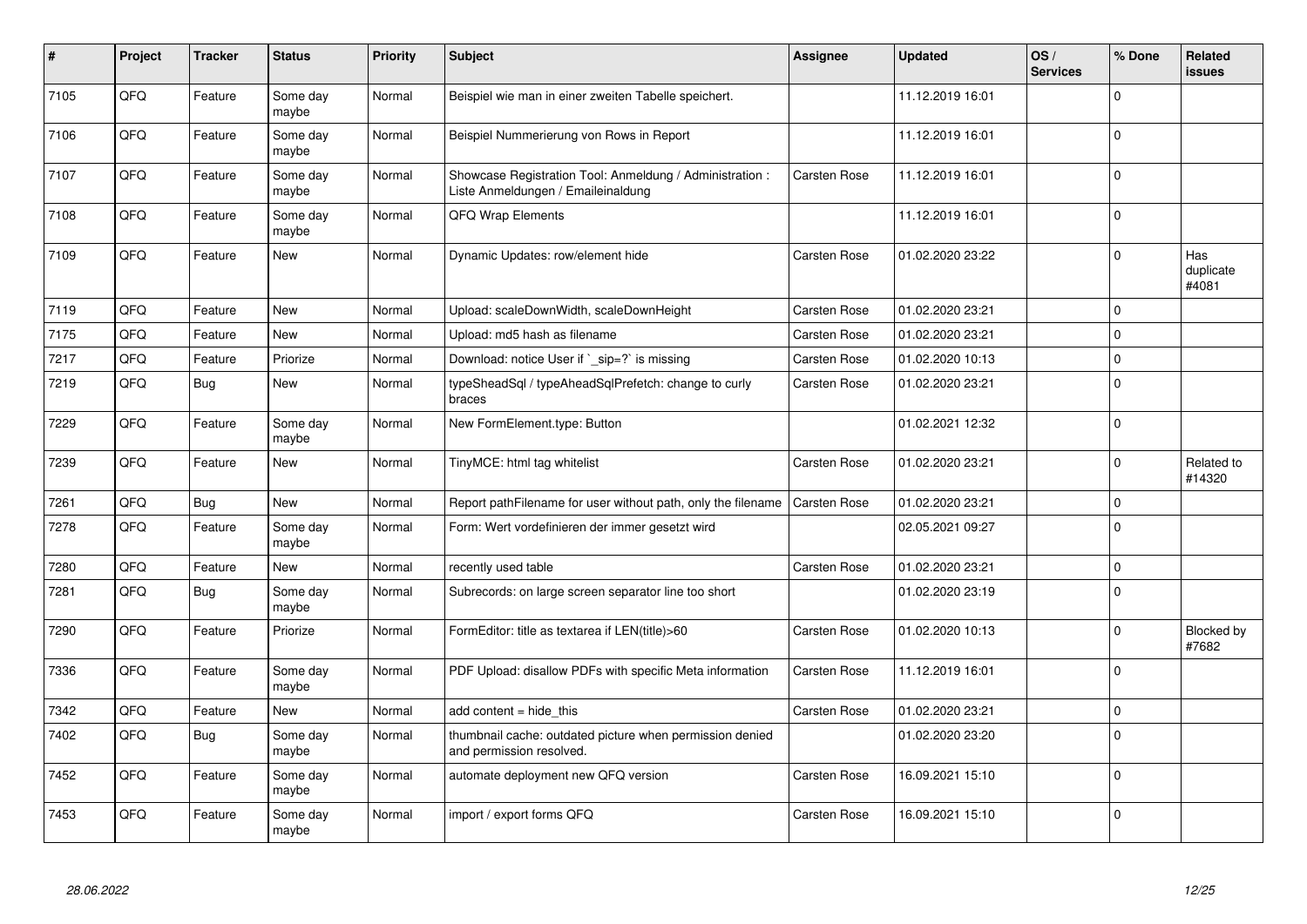| # | Project | Tracker | Status | Priority | Subject | Assignee | Updated | OS / Services | % Done | Related issues |
|---|---|---|---|---|---|---|---|---|---|---|
| 7105 | QFQ | Feature | Some day maybe | Normal | Beispiel wie man in einer zweiten Tabelle speichert. | | 11.12.2019 16:01 | | 0 | |
| 7106 | QFQ | Feature | Some day maybe | Normal | Beispiel Nummerierung von Rows in Report | | 11.12.2019 16:01 | | 0 | |
| 7107 | QFQ | Feature | Some day maybe | Normal | Showcase Registration Tool: Anmeldung / Administration : Liste Anmeldungen / Emaileinaldung | Carsten Rose | 11.12.2019 16:01 | | 0 | |
| 7108 | QFQ | Feature | Some day maybe | Normal | QFQ Wrap Elements | | 11.12.2019 16:01 | | 0 | |
| 7109 | QFQ | Feature | New | Normal | Dynamic Updates: row/element hide | Carsten Rose | 01.02.2020 23:22 | | 0 | Has duplicate #4081 |
| 7119 | QFQ | Feature | New | Normal | Upload: scaleDownWidth, scaleDownHeight | Carsten Rose | 01.02.2020 23:21 | | 0 | |
| 7175 | QFQ | Feature | New | Normal | Upload: md5 hash as filename | Carsten Rose | 01.02.2020 23:21 | | 0 | |
| 7217 | QFQ | Feature | Priorize | Normal | Download: notice User if `_sip=?` is missing | Carsten Rose | 01.02.2020 10:13 | | 0 | |
| 7219 | QFQ | Bug | New | Normal | typeSheadSql / typeAheadSqlPrefetch: change to curly braces | Carsten Rose | 01.02.2020 23:21 | | 0 | |
| 7229 | QFQ | Feature | Some day maybe | Normal | New FormElement.type: Button | | 01.02.2021 12:32 | | 0 | |
| 7239 | QFQ | Feature | New | Normal | TinyMCE: html tag whitelist | Carsten Rose | 01.02.2020 23:21 | | 0 | Related to #14320 |
| 7261 | QFQ | Bug | New | Normal | Report pathFilename for user without path, only the filename | Carsten Rose | 01.02.2020 23:21 | | 0 | |
| 7278 | QFQ | Feature | Some day maybe | Normal | Form: Wert vordefinieren der immer gesetzt wird | | 02.05.2021 09:27 | | 0 | |
| 7280 | QFQ | Feature | New | Normal | recently used table | Carsten Rose | 01.02.2020 23:21 | | 0 | |
| 7281 | QFQ | Bug | Some day maybe | Normal | Subrecords: on large screen separator line too short | | 01.02.2020 23:19 | | 0 | |
| 7290 | QFQ | Feature | Priorize | Normal | FormEditor: title as textarea if LEN(title)>60 | Carsten Rose | 01.02.2020 10:13 | | 0 | Blocked by #7682 |
| 7336 | QFQ | Feature | Some day maybe | Normal | PDF Upload: disallow PDFs with specific Meta information | Carsten Rose | 11.12.2019 16:01 | | 0 | |
| 7342 | QFQ | Feature | New | Normal | add content = hide_this | Carsten Rose | 01.02.2020 23:21 | | 0 | |
| 7402 | QFQ | Bug | Some day maybe | Normal | thumbnail cache: outdated picture when permission denied and permission resolved. | | 01.02.2020 23:20 | | 0 | |
| 7452 | QFQ | Feature | Some day maybe | Normal | automate deployment new QFQ version | Carsten Rose | 16.09.2021 15:10 | | 0 | |
| 7453 | QFQ | Feature | Some day maybe | Normal | import / export forms QFQ | Carsten Rose | 16.09.2021 15:10 | | 0 | |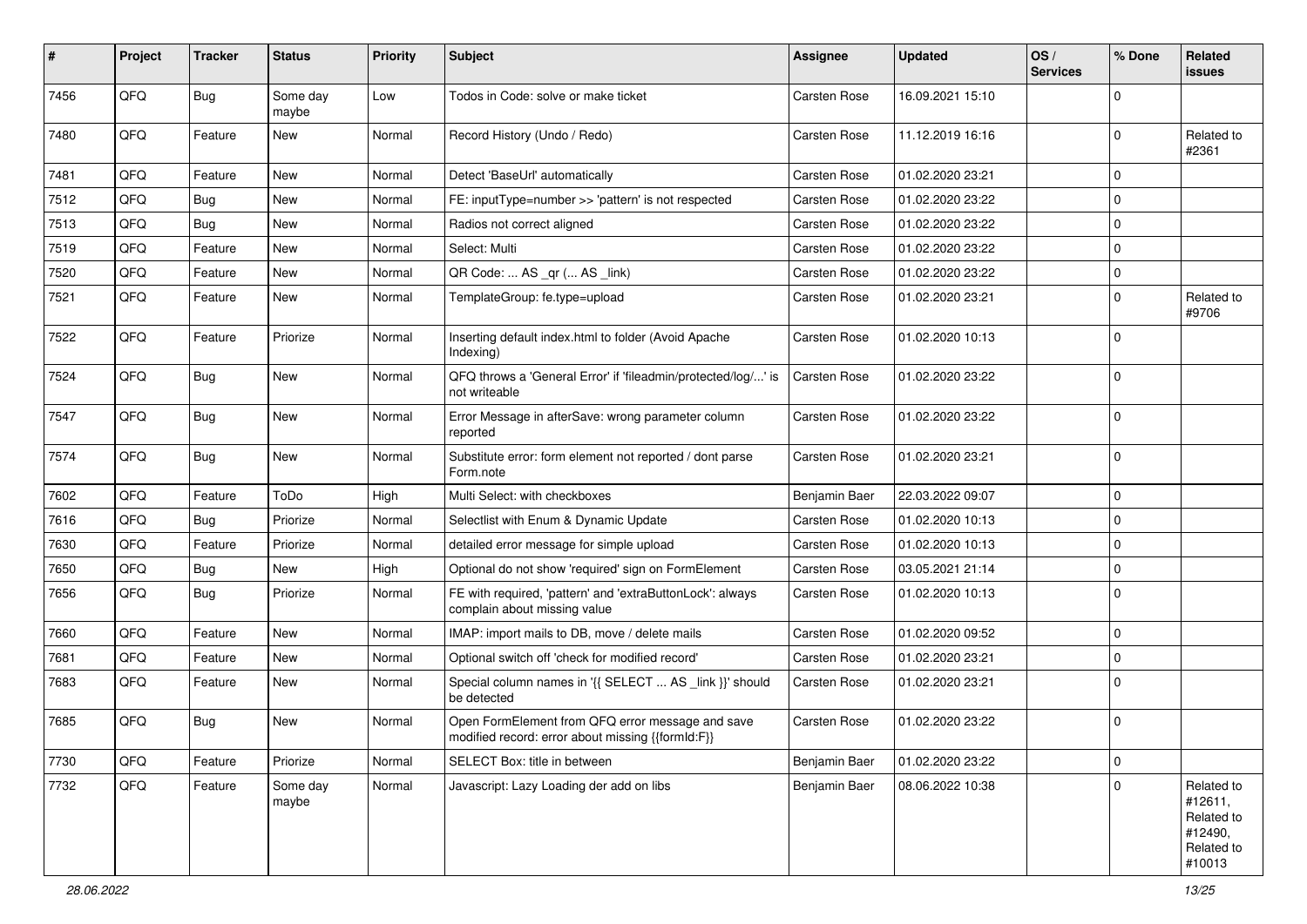| # | Project | Tracker | Status | Priority | Subject | Assignee | Updated | OS / Services | % Done | Related issues |
|---|---|---|---|---|---|---|---|---|---|---|
| 7456 | QFQ | Bug | Some day maybe | Low | Todos in Code: solve or make ticket | Carsten Rose | 16.09.2021 15:10 | | 0 | |
| 7480 | QFQ | Feature | New | Normal | Record History (Undo / Redo) | Carsten Rose | 11.12.2019 16:16 | | 0 | Related to #2361 |
| 7481 | QFQ | Feature | New | Normal | Detect 'BaseUrl' automatically | Carsten Rose | 01.02.2020 23:21 | | 0 | |
| 7512 | QFQ | Bug | New | Normal | FE: inputType=number >> 'pattern' is not respected | Carsten Rose | 01.02.2020 23:22 | | 0 | |
| 7513 | QFQ | Bug | New | Normal | Radios not correct aligned | Carsten Rose | 01.02.2020 23:22 | | 0 | |
| 7519 | QFQ | Feature | New | Normal | Select: Multi | Carsten Rose | 01.02.2020 23:22 | | 0 | |
| 7520 | QFQ | Feature | New | Normal | QR Code: ... AS _qr ( ... AS _link) | Carsten Rose | 01.02.2020 23:22 | | 0 | |
| 7521 | QFQ | Feature | New | Normal | TemplateGroup: fe.type=upload | Carsten Rose | 01.02.2020 23:21 | | 0 | Related to #9706 |
| 7522 | QFQ | Feature | Priorize | Normal | Inserting default index.html to folder (Avoid Apache Indexing) | Carsten Rose | 01.02.2020 10:13 | | 0 | |
| 7524 | QFQ | Bug | New | Normal | QFQ throws a 'General Error' if 'fileadmin/protected/log/...' is not writeable | Carsten Rose | 01.02.2020 23:22 | | 0 | |
| 7547 | QFQ | Bug | New | Normal | Error Message in afterSave: wrong parameter column reported | Carsten Rose | 01.02.2020 23:22 | | 0 | |
| 7574 | QFQ | Bug | New | Normal | Substitute error: form element not reported / dont parse Form.note | Carsten Rose | 01.02.2020 23:21 | | 0 | |
| 7602 | QFQ | Feature | ToDo | High | Multi Select: with checkboxes | Benjamin Baer | 22.03.2022 09:07 | | 0 | |
| 7616 | QFQ | Bug | Priorize | Normal | Selectlist with Enum & Dynamic Update | Carsten Rose | 01.02.2020 10:13 | | 0 | |
| 7630 | QFQ | Feature | Priorize | Normal | detailed error message for simple upload | Carsten Rose | 01.02.2020 10:13 | | 0 | |
| 7650 | QFQ | Bug | New | High | Optional do not show 'required' sign on FormElement | Carsten Rose | 03.05.2021 21:14 | | 0 | |
| 7656 | QFQ | Bug | Priorize | Normal | FE with required, 'pattern' and 'extraButtonLock': always complain about missing value | Carsten Rose | 01.02.2020 10:13 | | 0 | |
| 7660 | QFQ | Feature | New | Normal | IMAP: import mails to DB, move / delete mails | Carsten Rose | 01.02.2020 09:52 | | 0 | |
| 7681 | QFQ | Feature | New | Normal | Optional switch off 'check for modified record' | Carsten Rose | 01.02.2020 23:21 | | 0 | |
| 7683 | QFQ | Feature | New | Normal | Special column names in '{{ SELECT ... AS _link }}' should be detected | Carsten Rose | 01.02.2020 23:21 | | 0 | |
| 7685 | QFQ | Bug | New | Normal | Open FormElement from QFQ error message and save modified record: error about missing {{formId:F}} | Carsten Rose | 01.02.2020 23:22 | | 0 | |
| 7730 | QFQ | Feature | Priorize | Normal | SELECT Box: title in between | Benjamin Baer | 01.02.2020 23:22 | | 0 | |
| 7732 | QFQ | Feature | Some day maybe | Normal | Javascript: Lazy Loading der add on libs | Benjamin Baer | 08.06.2022 10:38 | | 0 | Related to #12611, Related to #12490, Related to #10013 |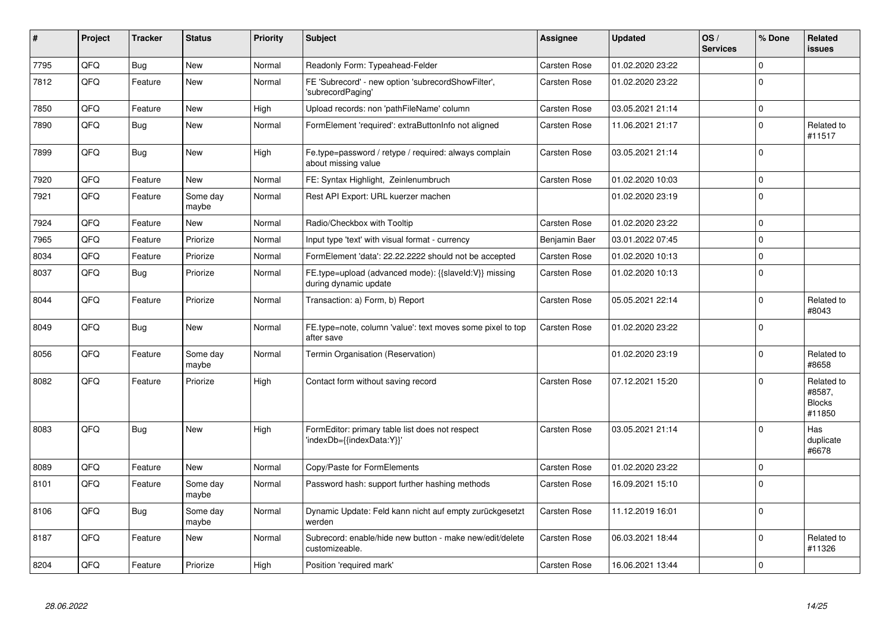| # | Project | Tracker | Status | Priority | Subject | Assignee | Updated | OS / Services | % Done | Related issues |
|---|---|---|---|---|---|---|---|---|---|---|
| 7795 | QFQ | Bug | New | Normal | Readonly Form: Typeahead-Felder | Carsten Rose | 01.02.2020 23:22 | | 0 | |
| 7812 | QFQ | Feature | New | Normal | FE 'Subrecord' - new option 'subrecordShowFilter', 'subrecordPaging' | Carsten Rose | 01.02.2020 23:22 | | 0 | |
| 7850 | QFQ | Feature | New | High | Upload records: non 'pathFileName' column | Carsten Rose | 03.05.2021 21:14 | | 0 | |
| 7890 | QFQ | Bug | New | Normal | FormElement 'required': extraButtonInfo not aligned | Carsten Rose | 11.06.2021 21:17 | | 0 | Related to #11517 |
| 7899 | QFQ | Bug | New | High | Fe.type=password / retype / required: always complain about missing value | Carsten Rose | 03.05.2021 21:14 | | 0 | |
| 7920 | QFQ | Feature | New | Normal | FE: Syntax Highlight, Zeinlenumbruch | Carsten Rose | 01.02.2020 10:03 | | 0 | |
| 7921 | QFQ | Feature | Some day maybe | Normal | Rest API Export: URL kuerzer machen | | 01.02.2020 23:19 | | 0 | |
| 7924 | QFQ | Feature | New | Normal | Radio/Checkbox with Tooltip | Carsten Rose | 01.02.2020 23:22 | | 0 | |
| 7965 | QFQ | Feature | Priorize | Normal | Input type 'text' with visual format - currency | Benjamin Baer | 03.01.2022 07:45 | | 0 | |
| 8034 | QFQ | Feature | Priorize | Normal | FormElement 'data': 22.22.2222 should not be accepted | Carsten Rose | 01.02.2020 10:13 | | 0 | |
| 8037 | QFQ | Bug | Priorize | Normal | FE.type=upload (advanced mode): {{slaveId:V}} missing during dynamic update | Carsten Rose | 01.02.2020 10:13 | | 0 | |
| 8044 | QFQ | Feature | Priorize | Normal | Transaction: a) Form, b) Report | Carsten Rose | 05.05.2021 22:14 | | 0 | Related to #8043 |
| 8049 | QFQ | Bug | New | Normal | FE.type=note, column 'value': text moves some pixel to top after save | Carsten Rose | 01.02.2020 23:22 | | 0 | |
| 8056 | QFQ | Feature | Some day maybe | Normal | Termin Organisation (Reservation) | | 01.02.2020 23:19 | | 0 | Related to #8658 |
| 8082 | QFQ | Feature | Priorize | High | Contact form without saving record | Carsten Rose | 07.12.2021 15:20 | | 0 | Related to #8587, Blocks #11850 |
| 8083 | QFQ | Bug | New | High | FormEditor: primary table list does not respect 'indexDb={{indexData:Y}}' | Carsten Rose | 03.05.2021 21:14 | | 0 | Has duplicate #6678 |
| 8089 | QFQ | Feature | New | Normal | Copy/Paste for FormElements | Carsten Rose | 01.02.2020 23:22 | | 0 | |
| 8101 | QFQ | Feature | Some day maybe | Normal | Password hash: support further hashing methods | Carsten Rose | 16.09.2021 15:10 | | 0 | |
| 8106 | QFQ | Bug | Some day maybe | Normal | Dynamic Update: Feld kann nicht auf empty zurückgesetzt werden | Carsten Rose | 11.12.2019 16:01 | | 0 | |
| 8187 | QFQ | Feature | New | Normal | Subrecord: enable/hide new button - make new/edit/delete customizeable. | Carsten Rose | 06.03.2021 18:44 | | 0 | Related to #11326 |
| 8204 | QFQ | Feature | Priorize | High | Position 'required mark' | Carsten Rose | 16.06.2021 13:44 | | 0 | |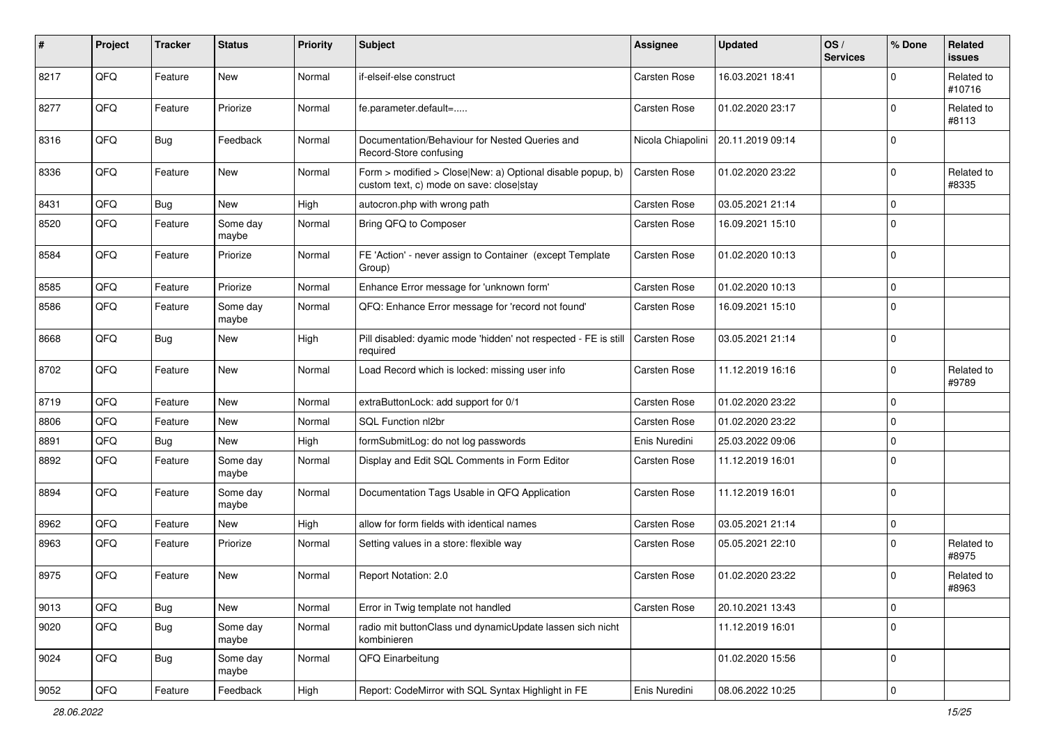| # | Project | Tracker | Status | Priority | Subject | Assignee | Updated | OS / Services | % Done | Related issues |
|---|---|---|---|---|---|---|---|---|---|---|
| 8217 | QFQ | Feature | New | Normal | if-elseif-else construct | Carsten Rose | 16.03.2021 18:41 | | 0 | Related to #10716 |
| 8277 | QFQ | Feature | Priorize | Normal | fe.parameter.default=..... | Carsten Rose | 01.02.2020 23:17 | | 0 | Related to #8113 |
| 8316 | QFQ | Bug | Feedback | Normal | Documentation/Behaviour for Nested Queries and Record-Store confusing | Nicola Chiapolini | 20.11.2019 09:14 | | 0 | |
| 8336 | QFQ | Feature | New | Normal | Form > modified > Close\|New: a) Optional disable popup, b) custom text, c) mode on save: close\|stay | Carsten Rose | 01.02.2020 23:22 | | 0 | Related to #8335 |
| 8431 | QFQ | Bug | New | High | autocron.php with wrong path | Carsten Rose | 03.05.2021 21:14 | | 0 | |
| 8520 | QFQ | Feature | Some day maybe | Normal | Bring QFQ to Composer | Carsten Rose | 16.09.2021 15:10 | | 0 | |
| 8584 | QFQ | Feature | Priorize | Normal | FE 'Action' - never assign to Container (except Template Group) | Carsten Rose | 01.02.2020 10:13 | | 0 | |
| 8585 | QFQ | Feature | Priorize | Normal | Enhance Error message for 'unknown form' | Carsten Rose | 01.02.2020 10:13 | | 0 | |
| 8586 | QFQ | Feature | Some day maybe | Normal | QFQ: Enhance Error message for 'record not found' | Carsten Rose | 16.09.2021 15:10 | | 0 | |
| 8668 | QFQ | Bug | New | High | Pill disabled: dyamic mode 'hidden' not respected - FE is still required | Carsten Rose | 03.05.2021 21:14 | | 0 | |
| 8702 | QFQ | Feature | New | Normal | Load Record which is locked: missing user info | Carsten Rose | 11.12.2019 16:16 | | 0 | Related to #9789 |
| 8719 | QFQ | Feature | New | Normal | extraButtonLock: add support for 0/1 | Carsten Rose | 01.02.2020 23:22 | | 0 | |
| 8806 | QFQ | Feature | New | Normal | SQL Function nl2br | Carsten Rose | 01.02.2020 23:22 | | 0 | |
| 8891 | QFQ | Bug | New | High | formSubmitLog: do not log passwords | Enis Nuredini | 25.03.2022 09:06 | | 0 | |
| 8892 | QFQ | Feature | Some day maybe | Normal | Display and Edit SQL Comments in Form Editor | Carsten Rose | 11.12.2019 16:01 | | 0 | |
| 8894 | QFQ | Feature | Some day maybe | Normal | Documentation Tags Usable in QFQ Application | Carsten Rose | 11.12.2019 16:01 | | 0 | |
| 8962 | QFQ | Feature | New | High | allow for form fields with identical names | Carsten Rose | 03.05.2021 21:14 | | 0 | |
| 8963 | QFQ | Feature | Priorize | Normal | Setting values in a store: flexible way | Carsten Rose | 05.05.2021 22:10 | | 0 | Related to #8975 |
| 8975 | QFQ | Feature | New | Normal | Report Notation: 2.0 | Carsten Rose | 01.02.2020 23:22 | | 0 | Related to #8963 |
| 9013 | QFQ | Bug | New | Normal | Error in Twig template not handled | Carsten Rose | 20.10.2021 13:43 | | 0 | |
| 9020 | QFQ | Bug | Some day maybe | Normal | radio mit buttonClass und dynamicUpdate lassen sich nicht kombinieren | | 11.12.2019 16:01 | | 0 | |
| 9024 | QFQ | Bug | Some day maybe | Normal | QFQ Einarbeitung | | 01.02.2020 15:56 | | 0 | |
| 9052 | QFQ | Feature | Feedback | High | Report: CodeMirror with SQL Syntax Highlight in FE | Enis Nuredini | 08.06.2022 10:25 | | 0 | |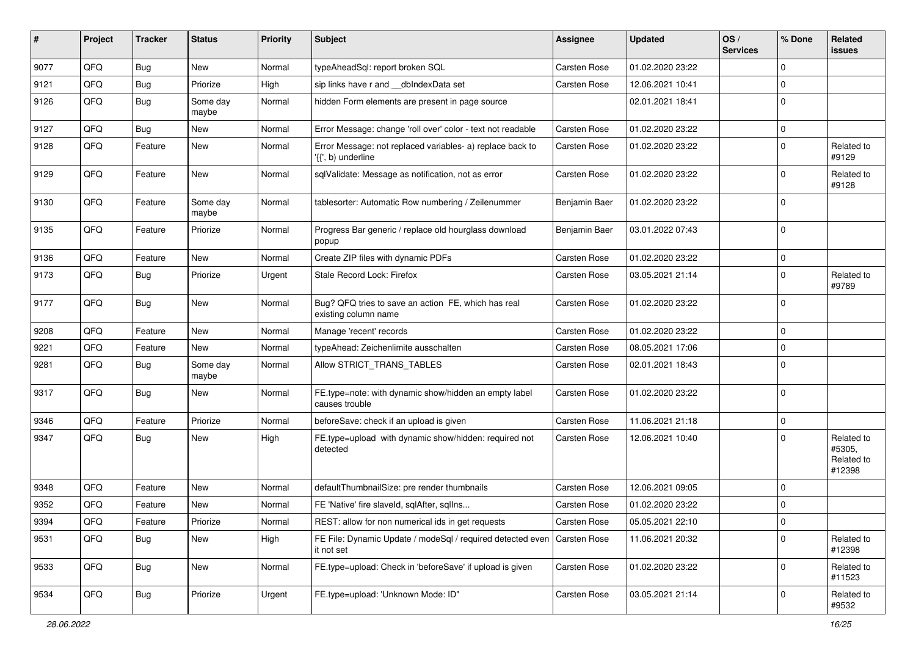| # | Project | Tracker | Status | Priority | Subject | Assignee | Updated | OS / Services | % Done | Related issues |
|---|---|---|---|---|---|---|---|---|---|---|
| 9077 | QFQ | Bug | New | Normal | typeAheadSql: report broken SQL | Carsten Rose | 01.02.2020 23:22 | | 0 | |
| 9121 | QFQ | Bug | Priorize | High | sip links have r and __dbIndexData set | Carsten Rose | 12.06.2021 10:41 | | 0 | |
| 9126 | QFQ | Bug | Some day maybe | Normal | hidden Form elements are present in page source | | 02.01.2021 18:41 | | 0 | |
| 9127 | QFQ | Bug | New | Normal | Error Message: change 'roll over' color - text not readable | Carsten Rose | 01.02.2020 23:22 | | 0 | |
| 9128 | QFQ | Feature | New | Normal | Error Message: not replaced variables- a) replace back to '{{', b) underline | Carsten Rose | 01.02.2020 23:22 | | 0 | Related to #9129 |
| 9129 | QFQ | Feature | New | Normal | sqlValidate: Message as notification, not as error | Carsten Rose | 01.02.2020 23:22 | | 0 | Related to #9128 |
| 9130 | QFQ | Feature | Some day maybe | Normal | tablesorter: Automatic Row numbering / Zeilenummer | Benjamin Baer | 01.02.2020 23:22 | | 0 | |
| 9135 | QFQ | Feature | Priorize | Normal | Progress Bar generic / replace old hourglass download popup | Benjamin Baer | 03.01.2022 07:43 | | 0 | |
| 9136 | QFQ | Feature | New | Normal | Create ZIP files with dynamic PDFs | Carsten Rose | 01.02.2020 23:22 | | 0 | |
| 9173 | QFQ | Bug | Priorize | Urgent | Stale Record Lock: Firefox | Carsten Rose | 03.05.2021 21:14 | | 0 | Related to #9789 |
| 9177 | QFQ | Bug | New | Normal | Bug? QFQ tries to save an action FE, which has real existing column name | Carsten Rose | 01.02.2020 23:22 | | 0 | |
| 9208 | QFQ | Feature | New | Normal | Manage 'recent' records | Carsten Rose | 01.02.2020 23:22 | | 0 | |
| 9221 | QFQ | Feature | New | Normal | typeAhead: Zeichenlimite ausschalten | Carsten Rose | 08.05.2021 17:06 | | 0 | |
| 9281 | QFQ | Bug | Some day maybe | Normal | Allow STRICT_TRANS_TABLES | Carsten Rose | 02.01.2021 18:43 | | 0 | |
| 9317 | QFQ | Bug | New | Normal | FE.type=note: with dynamic show/hidden an empty label causes trouble | Carsten Rose | 01.02.2020 23:22 | | 0 | |
| 9346 | QFQ | Feature | Priorize | Normal | beforeSave: check if an upload is given | Carsten Rose | 11.06.2021 21:18 | | 0 | |
| 9347 | QFQ | Bug | New | High | FE.type=upload with dynamic show/hidden: required not detected | Carsten Rose | 12.06.2021 10:40 | | 0 | Related to #5305, Related to #12398 |
| 9348 | QFQ | Feature | New | Normal | defaultThumbnailSize: pre render thumbnails | Carsten Rose | 12.06.2021 09:05 | | 0 | |
| 9352 | QFQ | Feature | New | Normal | FE 'Native' fire slaveld, sqlAfter, sqlIns... | Carsten Rose | 01.02.2020 23:22 | | 0 | |
| 9394 | QFQ | Feature | Priorize | Normal | REST: allow for non numerical ids in get requests | Carsten Rose | 05.05.2021 22:10 | | 0 | |
| 9531 | QFQ | Bug | New | High | FE File: Dynamic Update / modeSql / required detected even it not set | Carsten Rose | 11.06.2021 20:32 | | 0 | Related to #12398 |
| 9533 | QFQ | Bug | New | Normal | FE.type=upload: Check in 'beforeSave' if upload is given | Carsten Rose | 01.02.2020 23:22 | | 0 | Related to #11523 |
| 9534 | QFQ | Bug | Priorize | Urgent | FE.type=upload: 'Unknown Mode: ID" | Carsten Rose | 03.05.2021 21:14 | | 0 | Related to #9532 |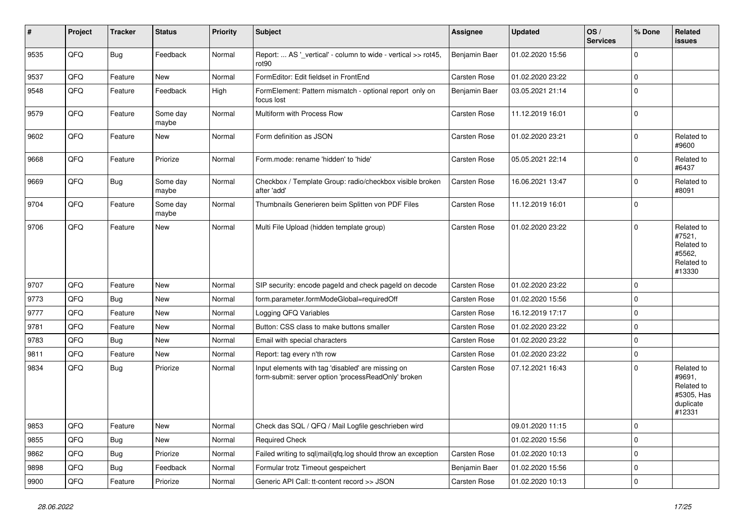| # | Project | Tracker | Status | Priority | Subject | Assignee | Updated | OS / Services | % Done | Related issues |
|---|---|---|---|---|---|---|---|---|---|---|
| 9535 | QFQ | Bug | Feedback | Normal | Report: ... AS '_vertical' - column to wide - vertical >> rot45, rot90 | Benjamin Baer | 01.02.2020 15:56 | | 0 | |
| 9537 | QFQ | Feature | New | Normal | FormEditor: Edit fieldset in FrontEnd | Carsten Rose | 01.02.2020 23:22 | | 0 | |
| 9548 | QFQ | Feature | Feedback | High | FormElement: Pattern mismatch - optional report only on focus lost | Benjamin Baer | 03.05.2021 21:14 | | 0 | |
| 9579 | QFQ | Feature | Some day maybe | Normal | Multiform with Process Row | Carsten Rose | 11.12.2019 16:01 | | 0 | |
| 9602 | QFQ | Feature | New | Normal | Form definition as JSON | Carsten Rose | 01.02.2020 23:21 | | 0 | Related to #9600 |
| 9668 | QFQ | Feature | Priorize | Normal | Form.mode: rename 'hidden' to 'hide' | Carsten Rose | 05.05.2021 22:14 | | 0 | Related to #6437 |
| 9669 | QFQ | Bug | Some day maybe | Normal | Checkbox / Template Group: radio/checkbox visible broken after 'add' | Carsten Rose | 16.06.2021 13:47 | | 0 | Related to #8091 |
| 9704 | QFQ | Feature | Some day maybe | Normal | Thumbnails Generieren beim Splitten von PDF Files | Carsten Rose | 11.12.2019 16:01 | | 0 | |
| 9706 | QFQ | Feature | New | Normal | Multi File Upload (hidden template group) | Carsten Rose | 01.02.2020 23:22 | | 0 | Related to #7521, Related to #5562, Related to #13330 |
| 9707 | QFQ | Feature | New | Normal | SIP security: encode pageId and check pageId on decode | Carsten Rose | 01.02.2020 23:22 | | 0 | |
| 9773 | QFQ | Bug | New | Normal | form.parameter.formModeGlobal=requiredOff | Carsten Rose | 01.02.2020 15:56 | | 0 | |
| 9777 | QFQ | Feature | New | Normal | Logging QFQ Variables | Carsten Rose | 16.12.2019 17:17 | | 0 | |
| 9781 | QFQ | Feature | New | Normal | Button: CSS class to make buttons smaller | Carsten Rose | 01.02.2020 23:22 | | 0 | |
| 9783 | QFQ | Bug | New | Normal | Email with special characters | Carsten Rose | 01.02.2020 23:22 | | 0 | |
| 9811 | QFQ | Feature | New | Normal | Report: tag every n'th row | Carsten Rose | 01.02.2020 23:22 | | 0 | |
| 9834 | QFQ | Bug | Priorize | Normal | Input elements with tag 'disabled' are missing on form-submit: server option 'processReadOnly' broken | Carsten Rose | 07.12.2021 16:43 | | 0 | Related to #9691, Related to #5305, Has duplicate #12331 |
| 9853 | QFQ | Feature | New | Normal | Check das SQL / QFQ / Mail Logfile geschrieben wird | | 09.01.2020 11:15 | | 0 | |
| 9855 | QFQ | Bug | New | Normal | Required Check | | 01.02.2020 15:56 | | 0 | |
| 9862 | QFQ | Bug | Priorize | Normal | Failed writing to sql\|mail\|qfq.log should throw an exception | Carsten Rose | 01.02.2020 10:13 | | 0 | |
| 9898 | QFQ | Bug | Feedback | Normal | Formular trotz Timeout gespeichert | Benjamin Baer | 01.02.2020 15:56 | | 0 | |
| 9900 | QFQ | Feature | Priorize | Normal | Generic API Call: tt-content record >> JSON | Carsten Rose | 01.02.2020 10:13 | | 0 | |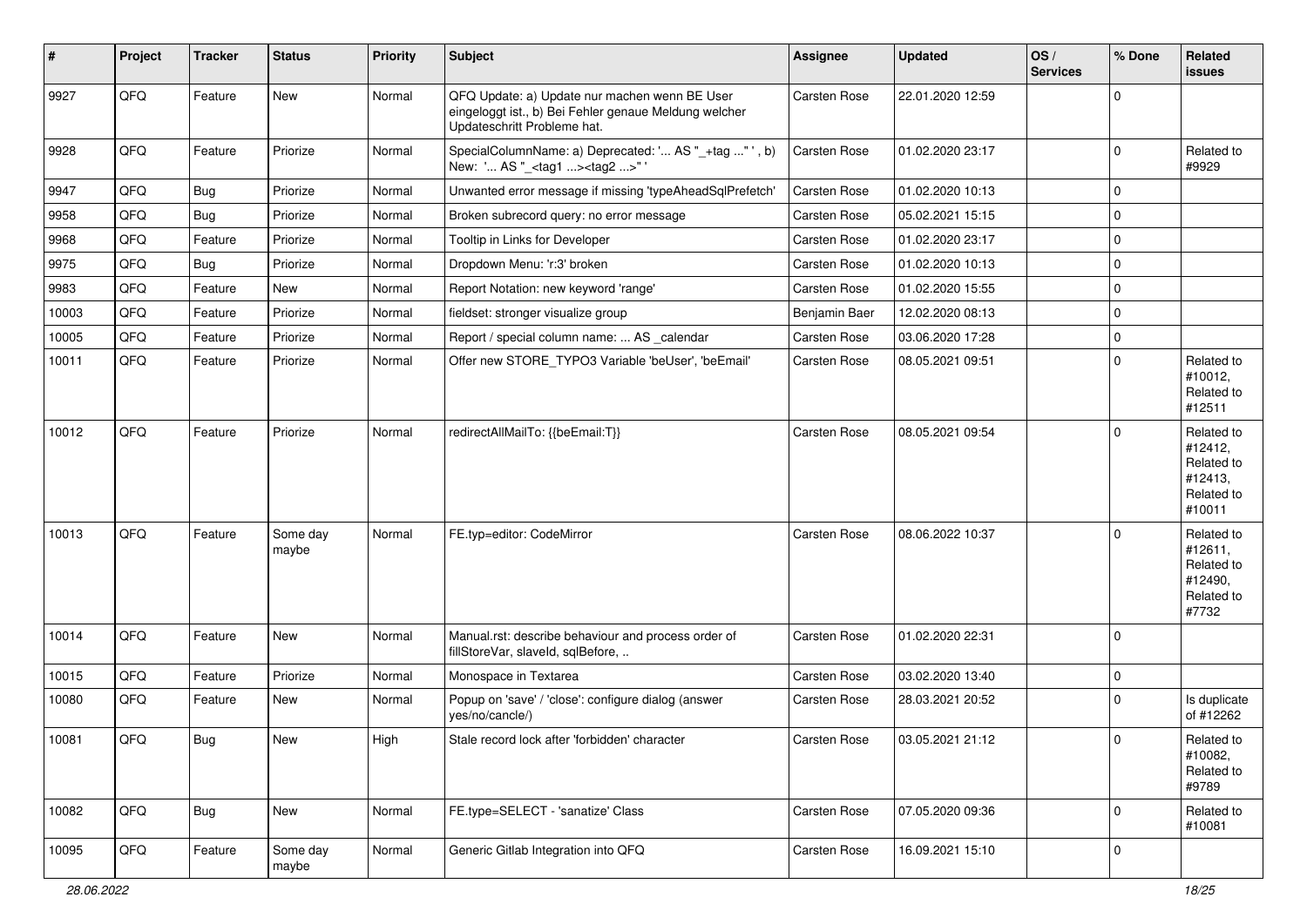| # | Project | Tracker | Status | Priority | Subject | Assignee | Updated | OS / Services | % Done | Related issues |
|---|---|---|---|---|---|---|---|---|---|---|
| 9927 | QFQ | Feature | New | Normal | QFQ Update: a) Update nur machen wenn BE User eingeloggt ist., b) Bei Fehler genaue Meldung welcher Updateschritt Probleme hat. | Carsten Rose | 22.01.2020 12:59 | | 0 | |
| 9928 | QFQ | Feature | Priorize | Normal | SpecialColumnName: a) Deprecated: '... AS "_+tag ..." ', b) New: '... AS "_<tag1 ...><tag2 ...>" ' | Carsten Rose | 01.02.2020 23:17 | | 0 | Related to #9929 |
| 9947 | QFQ | Bug | Priorize | Normal | Unwanted error message if missing 'typeAheadSqlPrefetch' | Carsten Rose | 01.02.2020 10:13 | | 0 | |
| 9958 | QFQ | Bug | Priorize | Normal | Broken subrecord query: no error message | Carsten Rose | 05.02.2021 15:15 | | 0 | |
| 9968 | QFQ | Feature | Priorize | Normal | Tooltip in Links for Developer | Carsten Rose | 01.02.2020 23:17 | | 0 | |
| 9975 | QFQ | Bug | Priorize | Normal | Dropdown Menu: 'r:3' broken | Carsten Rose | 01.02.2020 10:13 | | 0 | |
| 9983 | QFQ | Feature | New | Normal | Report Notation: new keyword 'range' | Carsten Rose | 01.02.2020 15:55 | | 0 | |
| 10003 | QFQ | Feature | Priorize | Normal | fieldset: stronger visualize group | Benjamin Baer | 12.02.2020 08:13 | | 0 | |
| 10005 | QFQ | Feature | Priorize | Normal | Report / special column name: ... AS _calendar | Carsten Rose | 03.06.2020 17:28 | | 0 | |
| 10011 | QFQ | Feature | Priorize | Normal | Offer new STORE_TYPO3 Variable 'beUser', 'beEmail' | Carsten Rose | 08.05.2021 09:51 | | 0 | Related to #10012, Related to #12511 |
| 10012 | QFQ | Feature | Priorize | Normal | redirectAllMailTo: {{beEmail:T}} | Carsten Rose | 08.05.2021 09:54 | | 0 | Related to #12412, Related to #12413, Related to #10011 |
| 10013 | QFQ | Feature | Some day maybe | Normal | FE.typ=editor: CodeMirror | Carsten Rose | 08.06.2022 10:37 | | 0 | Related to #12611, Related to #12490, Related to #7732 |
| 10014 | QFQ | Feature | New | Normal | Manual.rst: describe behaviour and process order of fillStoreVar, slaveId, sqlBefore, .. | Carsten Rose | 01.02.2020 22:31 | | 0 | |
| 10015 | QFQ | Feature | Priorize | Normal | Monospace in Textarea | Carsten Rose | 03.02.2020 13:40 | | 0 | |
| 10080 | QFQ | Feature | New | Normal | Popup on 'save' / 'close': configure dialog (answer yes/no/cancle/) | Carsten Rose | 28.03.2021 20:52 | | 0 | Is duplicate of #12262 |
| 10081 | QFQ | Bug | New | High | Stale record lock after 'forbidden' character | Carsten Rose | 03.05.2021 21:12 | | 0 | Related to #10082, Related to #9789 |
| 10082 | QFQ | Bug | New | Normal | FE.type=SELECT - 'sanatize' Class | Carsten Rose | 07.05.2020 09:36 | | 0 | Related to #10081 |
| 10095 | QFQ | Feature | Some day maybe | Normal | Generic Gitlab Integration into QFQ | Carsten Rose | 16.09.2021 15:10 | | 0 | |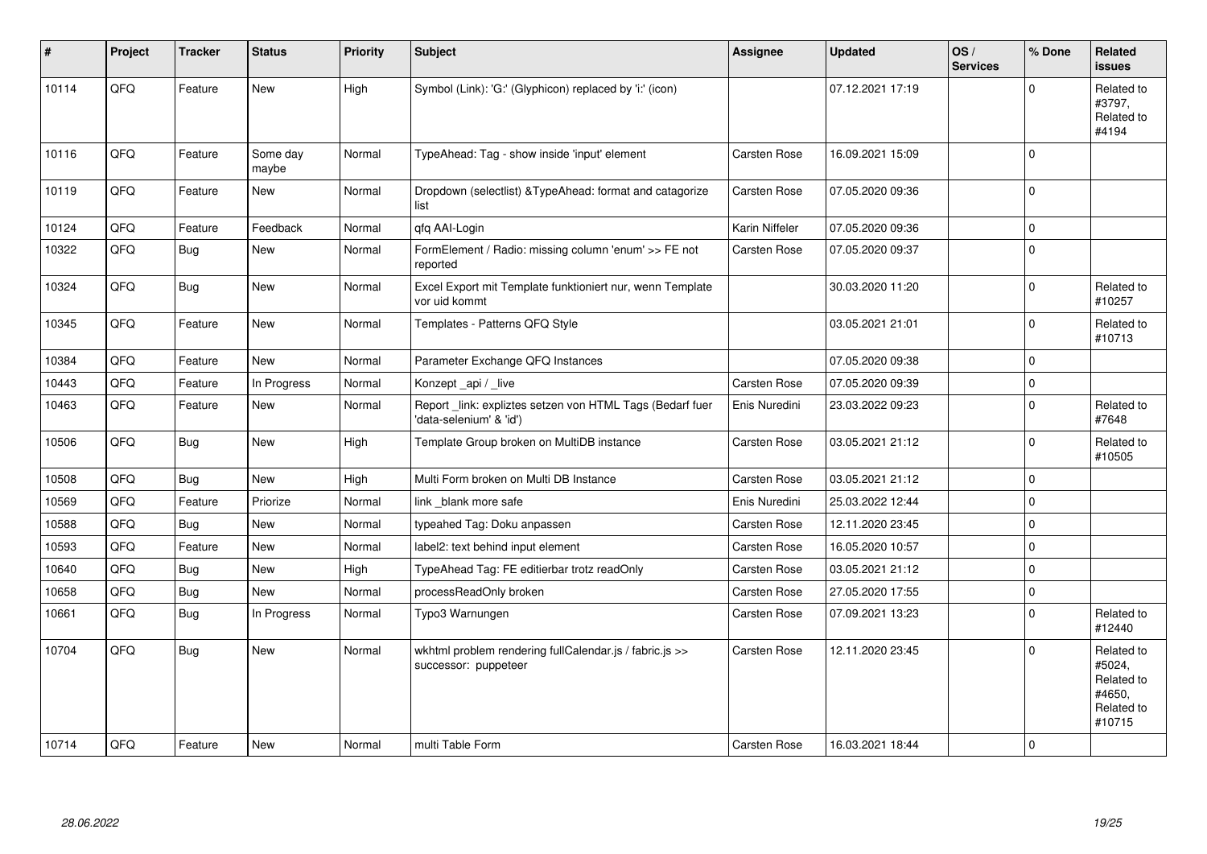| # | Project | Tracker | Status | Priority | Subject | Assignee | Updated | OS / Services | % Done | Related issues |
|---|---|---|---|---|---|---|---|---|---|---|
| 10114 | QFQ | Feature | New | High | Symbol (Link): 'G:' (Glyphicon) replaced by 'i:' (icon) | | 07.12.2021 17:19 | | 0 | Related to #3797, Related to #4194 |
| 10116 | QFQ | Feature | Some day maybe | Normal | TypeAhead: Tag - show inside 'input' element | Carsten Rose | 16.09.2021 15:09 | | 0 | |
| 10119 | QFQ | Feature | New | Normal | Dropdown (selectlist) &TypeAhead: format and catagorize list | Carsten Rose | 07.05.2020 09:36 | | 0 | |
| 10124 | QFQ | Feature | Feedback | Normal | qfq AAI-Login | Karin Niffeler | 07.05.2020 09:36 | | 0 | |
| 10322 | QFQ | Bug | New | Normal | FormElement / Radio: missing column 'enum' >> FE not reported | Carsten Rose | 07.05.2020 09:37 | | 0 | |
| 10324 | QFQ | Bug | New | Normal | Excel Export mit Template funktioniert nur, wenn Template vor uid kommt | | 30.03.2020 11:20 | | 0 | Related to #10257 |
| 10345 | QFQ | Feature | New | Normal | Templates - Patterns QFQ Style | | 03.05.2021 21:01 | | 0 | Related to #10713 |
| 10384 | QFQ | Feature | New | Normal | Parameter Exchange QFQ Instances | | 07.05.2020 09:38 | | 0 | |
| 10443 | QFQ | Feature | In Progress | Normal | Konzept _api / _live | Carsten Rose | 07.05.2020 09:39 | | 0 | |
| 10463 | QFQ | Feature | New | Normal | Report _link: expliztes setzen von HTML Tags (Bedarf fuer 'data-selenium' & 'id') | Enis Nuredini | 23.03.2022 09:23 | | 0 | Related to #7648 |
| 10506 | QFQ | Bug | New | High | Template Group broken on MultiDB instance | Carsten Rose | 03.05.2021 21:12 | | 0 | Related to #10505 |
| 10508 | QFQ | Bug | New | High | Multi Form broken on Multi DB Instance | Carsten Rose | 03.05.2021 21:12 | | 0 | |
| 10569 | QFQ | Feature | Priorize | Normal | link _blank more safe | Enis Nuredini | 25.03.2022 12:44 | | 0 | |
| 10588 | QFQ | Bug | New | Normal | typeahed Tag: Doku anpassen | Carsten Rose | 12.11.2020 23:45 | | 0 | |
| 10593 | QFQ | Feature | New | Normal | label2: text behind input element | Carsten Rose | 16.05.2020 10:57 | | 0 | |
| 10640 | QFQ | Bug | New | High | TypeAhead Tag: FE editierbar trotz readOnly | Carsten Rose | 03.05.2021 21:12 | | 0 | |
| 10658 | QFQ | Bug | New | Normal | processReadOnly broken | Carsten Rose | 27.05.2020 17:55 | | 0 | |
| 10661 | QFQ | Bug | In Progress | Normal | Typo3 Warnungen | Carsten Rose | 07.09.2021 13:23 | | 0 | Related to #12440 |
| 10704 | QFQ | Bug | New | Normal | wkhtml problem rendering fullCalendar.js / fabric.js >> successor: puppeteer | Carsten Rose | 12.11.2020 23:45 | | 0 | Related to #5024, Related to #4650, Related to #10715 |
| 10714 | QFQ | Feature | New | Normal | multi Table Form | Carsten Rose | 16.03.2021 18:44 | | 0 | |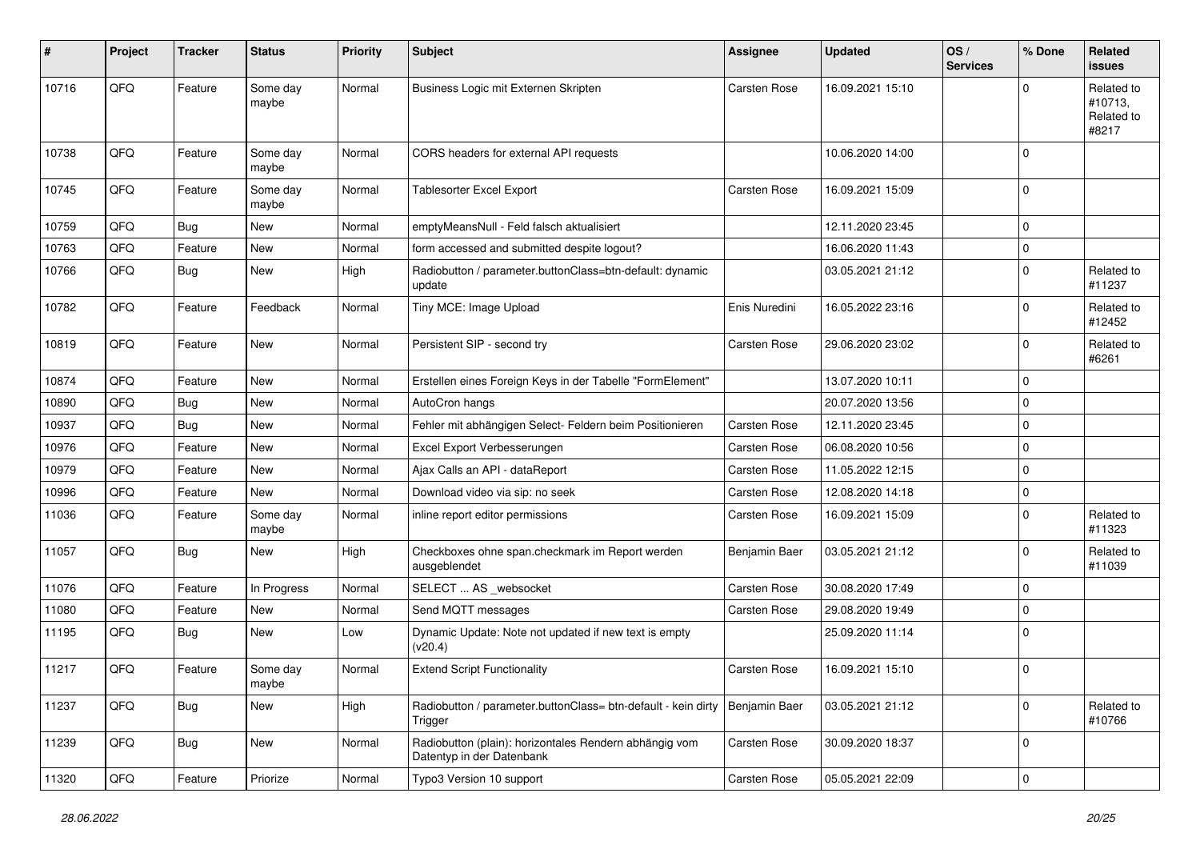| # | Project | Tracker | Status | Priority | Subject | Assignee | Updated | OS / Services | % Done | Related issues |
|---|---|---|---|---|---|---|---|---|---|---|
| 10716 | QFQ | Feature | Some day maybe | Normal | Business Logic mit Externen Skripten | Carsten Rose | 16.09.2021 15:10 | | 0 | Related to #10713, Related to #8217 |
| 10738 | QFQ | Feature | Some day maybe | Normal | CORS headers for external API requests | | 10.06.2020 14:00 | | 0 | |
| 10745 | QFQ | Feature | Some day maybe | Normal | Tablesorter Excel Export | Carsten Rose | 16.09.2021 15:09 | | 0 | |
| 10759 | QFQ | Bug | New | Normal | emptyMeansNull - Feld falsch aktualisiert | | 12.11.2020 23:45 | | 0 | |
| 10763 | QFQ | Feature | New | Normal | form accessed and submitted despite logout? | | 16.06.2020 11:43 | | 0 | |
| 10766 | QFQ | Bug | New | High | Radiobutton / parameter.buttonClass=btn-default: dynamic update | | 03.05.2021 21:12 | | 0 | Related to #11237 |
| 10782 | QFQ | Feature | Feedback | Normal | Tiny MCE: Image Upload | Enis Nuredini | 16.05.2022 23:16 | | 0 | Related to #12452 |
| 10819 | QFQ | Feature | New | Normal | Persistent SIP - second try | Carsten Rose | 29.06.2020 23:02 | | 0 | Related to #6261 |
| 10874 | QFQ | Feature | New | Normal | Erstellen eines Foreign Keys in der Tabelle "FormElement" | | 13.07.2020 10:11 | | 0 | |
| 10890 | QFQ | Bug | New | Normal | AutoCron hangs | | 20.07.2020 13:56 | | 0 | |
| 10937 | QFQ | Bug | New | Normal | Fehler mit abhängigen Select- Feldern beim Positionieren | Carsten Rose | 12.11.2020 23:45 | | 0 | |
| 10976 | QFQ | Feature | New | Normal | Excel Export Verbesserungen | Carsten Rose | 06.08.2020 10:56 | | 0 | |
| 10979 | QFQ | Feature | New | Normal | Ajax Calls an API - dataReport | Carsten Rose | 11.05.2022 12:15 | | 0 | |
| 10996 | QFQ | Feature | New | Normal | Download video via sip: no seek | Carsten Rose | 12.08.2020 14:18 | | 0 | |
| 11036 | QFQ | Feature | Some day maybe | Normal | inline report editor permissions | Carsten Rose | 16.09.2021 15:09 | | 0 | Related to #11323 |
| 11057 | QFQ | Bug | New | High | Checkboxes ohne span.checkmark im Report werden ausgeblendet | Benjamin Baer | 03.05.2021 21:12 | | 0 | Related to #11039 |
| 11076 | QFQ | Feature | In Progress | Normal | SELECT ... AS _websocket | Carsten Rose | 30.08.2020 17:49 | | 0 | |
| 11080 | QFQ | Feature | New | Normal | Send MQTT messages | Carsten Rose | 29.08.2020 19:49 | | 0 | |
| 11195 | QFQ | Bug | New | Low | Dynamic Update: Note not updated if new text is empty (v20.4) | | 25.09.2020 11:14 | | 0 | |
| 11217 | QFQ | Feature | Some day maybe | Normal | Extend Script Functionality | Carsten Rose | 16.09.2021 15:10 | | 0 | |
| 11237 | QFQ | Bug | New | High | Radiobutton / parameter.buttonClass= btn-default - kein dirty Trigger | Benjamin Baer | 03.05.2021 21:12 | | 0 | Related to #10766 |
| 11239 | QFQ | Bug | New | Normal | Radiobutton (plain): horizontales Rendern abhängig vom Datentyp in der Datenbank | Carsten Rose | 30.09.2020 18:37 | | 0 | |
| 11320 | QFQ | Feature | Priorize | Normal | Typo3 Version 10 support | Carsten Rose | 05.05.2021 22:09 | | 0 | |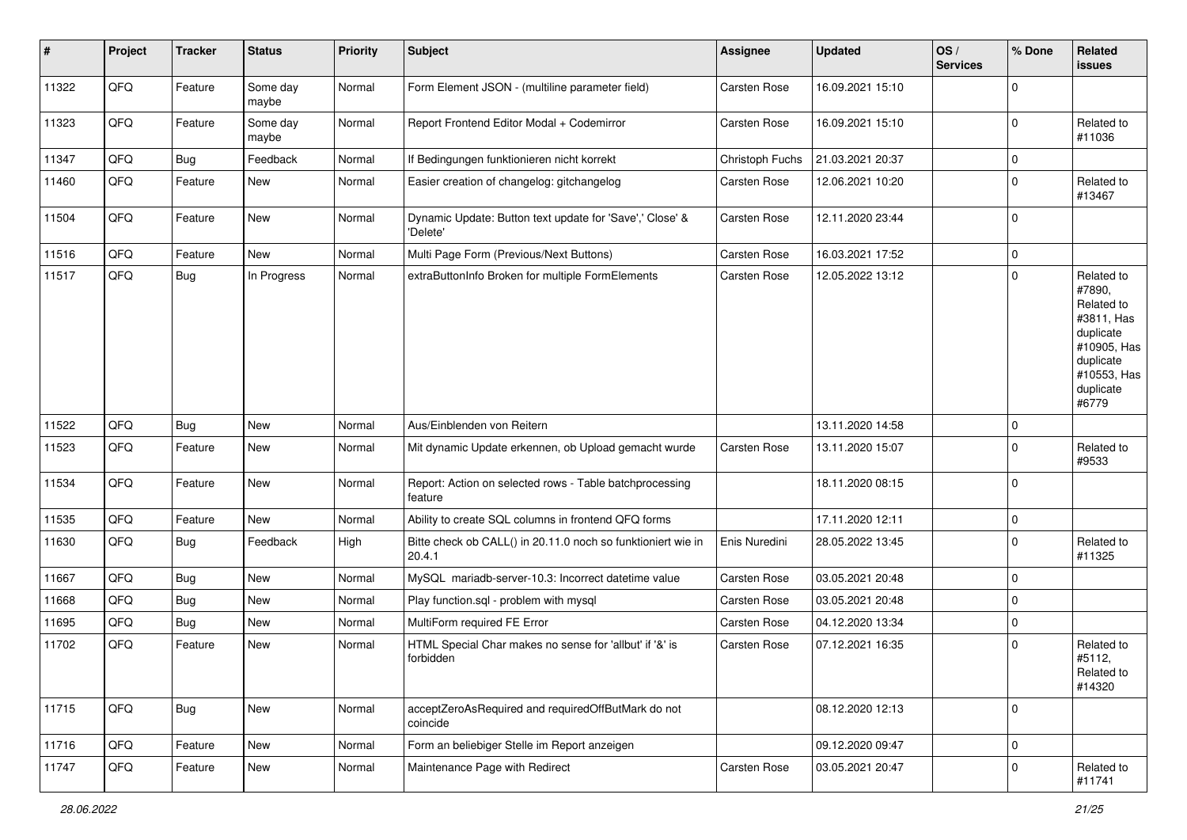| # | Project | Tracker | Status | Priority | Subject | Assignee | Updated | OS / Services | % Done | Related issues |
|---|---|---|---|---|---|---|---|---|---|---|
| 11322 | QFQ | Feature | Some day maybe | Normal | Form Element JSON - (multiline parameter field) | Carsten Rose | 16.09.2021 15:10 | | 0 | |
| 11323 | QFQ | Feature | Some day maybe | Normal | Report Frontend Editor Modal + Codemirror | Carsten Rose | 16.09.2021 15:10 | | 0 | Related to #11036 |
| 11347 | QFQ | Bug | Feedback | Normal | If Bedingungen funktionieren nicht korrekt | Christoph Fuchs | 21.03.2021 20:37 | | 0 | |
| 11460 | QFQ | Feature | New | Normal | Easier creation of changelog: gitchangelog | Carsten Rose | 12.06.2021 10:20 | | 0 | Related to #13467 |
| 11504 | QFQ | Feature | New | Normal | Dynamic Update: Button text update for 'Save',' Close' & 'Delete' | Carsten Rose | 12.11.2020 23:44 | | 0 | |
| 11516 | QFQ | Feature | New | Normal | Multi Page Form (Previous/Next Buttons) | Carsten Rose | 16.03.2021 17:52 | | 0 | |
| 11517 | QFQ | Bug | In Progress | Normal | extraButtonInfo Broken for multiple FormElements | Carsten Rose | 12.05.2022 13:12 | | 0 | Related to #7890, Related to #3811, Has duplicate #10905, Has duplicate #10553, Has duplicate #6779 |
| 11522 | QFQ | Bug | New | Normal | Aus/Einblenden von Reitern | | 13.11.2020 14:58 | | 0 | |
| 11523 | QFQ | Feature | New | Normal | Mit dynamic Update erkennen, ob Upload gemacht wurde | Carsten Rose | 13.11.2020 15:07 | | 0 | Related to #9533 |
| 11534 | QFQ | Feature | New | Normal | Report: Action on selected rows - Table batchprocessing feature | | 18.11.2020 08:15 | | 0 | |
| 11535 | QFQ | Feature | New | Normal | Ability to create SQL columns in frontend QFQ forms | | 17.11.2020 12:11 | | 0 | |
| 11630 | QFQ | Bug | Feedback | High | Bitte check ob CALL() in 20.11.0 noch so funktioniert wie in 20.4.1 | Enis Nuredini | 28.05.2022 13:45 | | 0 | Related to #11325 |
| 11667 | QFQ | Bug | New | Normal | MySQL mariadb-server-10.3: Incorrect datetime value | Carsten Rose | 03.05.2021 20:48 | | 0 | |
| 11668 | QFQ | Bug | New | Normal | Play function.sql - problem with mysql | Carsten Rose | 03.05.2021 20:48 | | 0 | |
| 11695 | QFQ | Bug | New | Normal | MultiForm required FE Error | Carsten Rose | 04.12.2020 13:34 | | 0 | |
| 11702 | QFQ | Feature | New | Normal | HTML Special Char makes no sense for 'allbut' if '&' is forbidden | Carsten Rose | 07.12.2021 16:35 | | 0 | Related to #5112, Related to #14320 |
| 11715 | QFQ | Bug | New | Normal | acceptZeroAsRequired and requiredOffButMark do not coincide | | 08.12.2020 12:13 | | 0 | |
| 11716 | QFQ | Feature | New | Normal | Form an beliebiger Stelle im Report anzeigen | | 09.12.2020 09:47 | | 0 | |
| 11747 | QFQ | Feature | New | Normal | Maintenance Page with Redirect | Carsten Rose | 03.05.2021 20:47 | | 0 | Related to #11741 |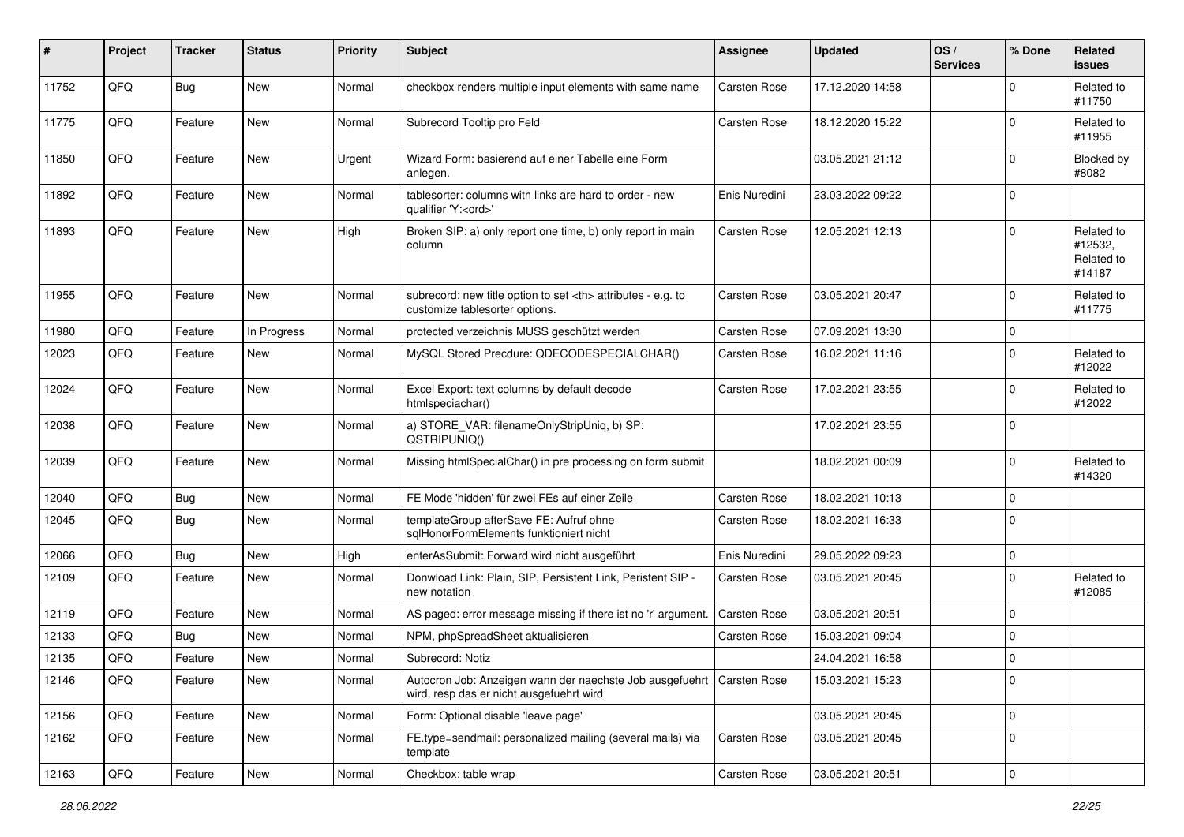| # | Project | Tracker | Status | Priority | Subject | Assignee | Updated | OS / Services | % Done | Related issues |
|---|---|---|---|---|---|---|---|---|---|---|
| 11752 | QFQ | Bug | New | Normal | checkbox renders multiple input elements with same name | Carsten Rose | 17.12.2020 14:58 | | 0 | Related to #11750 |
| 11775 | QFQ | Feature | New | Normal | Subrecord Tooltip pro Feld | Carsten Rose | 18.12.2020 15:22 | | 0 | Related to #11955 |
| 11850 | QFQ | Feature | New | Urgent | Wizard Form: basierend auf einer Tabelle eine Form anlegen. | | 03.05.2021 21:12 | | 0 | Blocked by #8082 |
| 11892 | QFQ | Feature | New | Normal | tablesorter: columns with links are hard to order - new qualifier 'Y:<ord>' | Enis Nuredini | 23.03.2022 09:22 | | 0 | |
| 11893 | QFQ | Feature | New | High | Broken SIP: a) only report one time, b) only report in main column | Carsten Rose | 12.05.2021 12:13 | | 0 | Related to #12532, Related to #14187 |
| 11955 | QFQ | Feature | New | Normal | subrecord: new title option to set <th> attributes - e.g. to customize tablesorter options. | Carsten Rose | 03.05.2021 20:47 | | 0 | Related to #11775 |
| 11980 | QFQ | Feature | In Progress | Normal | protected verzeichnis MUSS geschützt werden | Carsten Rose | 07.09.2021 13:30 | | 0 | |
| 12023 | QFQ | Feature | New | Normal | MySQL Stored Precdure: QDECODESPECIALCHAR() | Carsten Rose | 16.02.2021 11:16 | | 0 | Related to #12022 |
| 12024 | QFQ | Feature | New | Normal | Excel Export: text columns by default decode htmlspeciachar() | Carsten Rose | 17.02.2021 23:55 | | 0 | Related to #12022 |
| 12038 | QFQ | Feature | New | Normal | a) STORE_VAR: filenameOnlyStripUniq, b) SP: QSTRIPUNIQ() | | 17.02.2021 23:55 | | 0 | |
| 12039 | QFQ | Feature | New | Normal | Missing htmlSpecialChar() in pre processing on form submit | | 18.02.2021 00:09 | | 0 | Related to #14320 |
| 12040 | QFQ | Bug | New | Normal | FE Mode 'hidden' für zwei FEs auf einer Zeile | Carsten Rose | 18.02.2021 10:13 | | 0 | |
| 12045 | QFQ | Bug | New | Normal | templateGroup afterSave FE: Aufruf ohne sqlHonorFormElements funktioniert nicht | Carsten Rose | 18.02.2021 16:33 | | 0 | |
| 12066 | QFQ | Bug | New | High | enterAsSubmit: Forward wird nicht ausgeführt | Enis Nuredini | 29.05.2022 09:23 | | 0 | |
| 12109 | QFQ | Feature | New | Normal | Donwload Link: Plain, SIP, Persistent Link, Peristent SIP - new notation | Carsten Rose | 03.05.2021 20:45 | | 0 | Related to #12085 |
| 12119 | QFQ | Feature | New | Normal | AS paged: error message missing if there ist no 'r' argument. | Carsten Rose | 03.05.2021 20:51 | | 0 | |
| 12133 | QFQ | Bug | New | Normal | NPM, phpSpreadSheet aktualisieren | Carsten Rose | 15.03.2021 09:04 | | 0 | |
| 12135 | QFQ | Feature | New | Normal | Subrecord: Notiz | | 24.04.2021 16:58 | | 0 | |
| 12146 | QFQ | Feature | New | Normal | Autocron Job: Anzeigen wann der naechste Job ausgefuehrt wird, resp das er nicht ausgefuehrt wird | Carsten Rose | 15.03.2021 15:23 | | 0 | |
| 12156 | QFQ | Feature | New | Normal | Form: Optional disable 'leave page' | | 03.05.2021 20:45 | | 0 | |
| 12162 | QFQ | Feature | New | Normal | FE.type=sendmail: personalized mailing (several mails) via template | Carsten Rose | 03.05.2021 20:45 | | 0 | |
| 12163 | QFQ | Feature | New | Normal | Checkbox: table wrap | Carsten Rose | 03.05.2021 20:51 | | 0 | |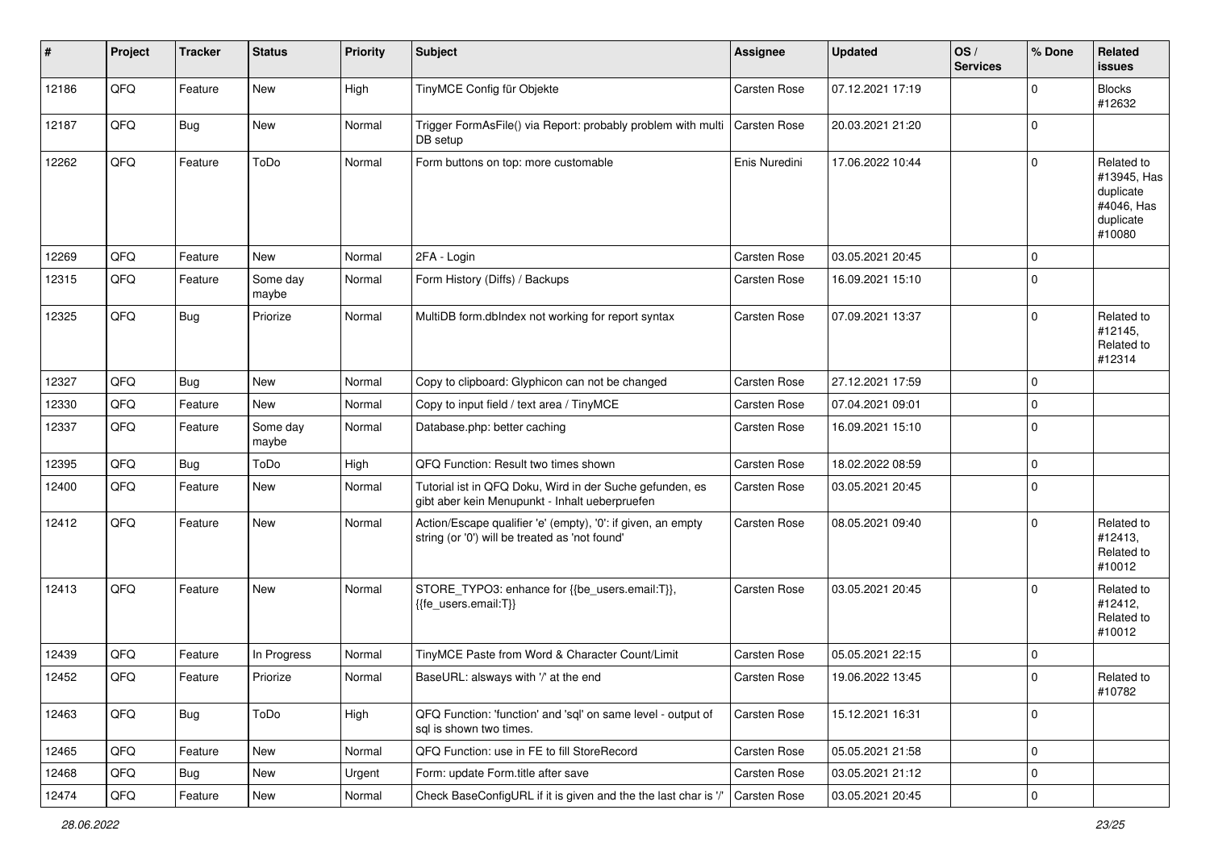| # | Project | Tracker | Status | Priority | Subject | Assignee | Updated | OS / Services | % Done | Related issues |
|---|---|---|---|---|---|---|---|---|---|---|
| 12186 | QFQ | Feature | New | High | TinyMCE Config für Objekte | Carsten Rose | 07.12.2021 17:19 | | 0 | Blocks #12632 |
| 12187 | QFQ | Bug | New | Normal | Trigger FormAsFile() via Report: probably problem with multi DB setup | Carsten Rose | 20.03.2021 21:20 | | 0 | |
| 12262 | QFQ | Feature | ToDo | Normal | Form buttons on top: more customable | Enis Nuredini | 17.06.2022 10:44 | | 0 | Related to #13945, Has duplicate #4046, Has duplicate #10080 |
| 12269 | QFQ | Feature | New | Normal | 2FA - Login | Carsten Rose | 03.05.2021 20:45 | | 0 | |
| 12315 | QFQ | Feature | Some day maybe | Normal | Form History (Diffs) / Backups | Carsten Rose | 16.09.2021 15:10 | | 0 | |
| 12325 | QFQ | Bug | Priorize | Normal | MultiDB form.dbIndex not working for report syntax | Carsten Rose | 07.09.2021 13:37 | | 0 | Related to #12145, Related to #12314 |
| 12327 | QFQ | Bug | New | Normal | Copy to clipboard: Glyphicon can not be changed | Carsten Rose | 27.12.2021 17:59 | | 0 | |
| 12330 | QFQ | Feature | New | Normal | Copy to input field / text area / TinyMCE | Carsten Rose | 07.04.2021 09:01 | | 0 | |
| 12337 | QFQ | Feature | Some day maybe | Normal | Database.php: better caching | Carsten Rose | 16.09.2021 15:10 | | 0 | |
| 12395 | QFQ | Bug | ToDo | High | QFQ Function: Result two times shown | Carsten Rose | 18.02.2022 08:59 | | 0 | |
| 12400 | QFQ | Feature | New | Normal | Tutorial ist in QFQ Doku, Wird in der Suche gefunden, es gibt aber kein Menupunkt - Inhalt ueberpruefen | Carsten Rose | 03.05.2021 20:45 | | 0 | |
| 12412 | QFQ | Feature | New | Normal | Action/Escape qualifier 'e' (empty), '0': if given, an empty string (or '0') will be treated as 'not found' | Carsten Rose | 08.05.2021 09:40 | | 0 | Related to #12413, Related to #10012 |
| 12413 | QFQ | Feature | New | Normal | STORE_TYPO3: enhance for {{be_users.email:T}}, {{fe_users.email:T}} | Carsten Rose | 03.05.2021 20:45 | | 0 | Related to #12412, Related to #10012 |
| 12439 | QFQ | Feature | In Progress | Normal | TinyMCE Paste from Word & Character Count/Limit | Carsten Rose | 05.05.2021 22:15 | | 0 | |
| 12452 | QFQ | Feature | Priorize | Normal | BaseURL: alsways with '/' at the end | Carsten Rose | 19.06.2022 13:45 | | 0 | Related to #10782 |
| 12463 | QFQ | Bug | ToDo | High | QFQ Function: 'function' and 'sql' on same level - output of sql is shown two times. | Carsten Rose | 15.12.2021 16:31 | | 0 | |
| 12465 | QFQ | Feature | New | Normal | QFQ Function: use in FE to fill StoreRecord | Carsten Rose | 05.05.2021 21:58 | | 0 | |
| 12468 | QFQ | Bug | New | Urgent | Form: update Form.title after save | Carsten Rose | 03.05.2021 21:12 | | 0 | |
| 12474 | QFQ | Feature | New | Normal | Check BaseConfigURL if it is given and the the last char is '/' | Carsten Rose | 03.05.2021 20:45 | | 0 | |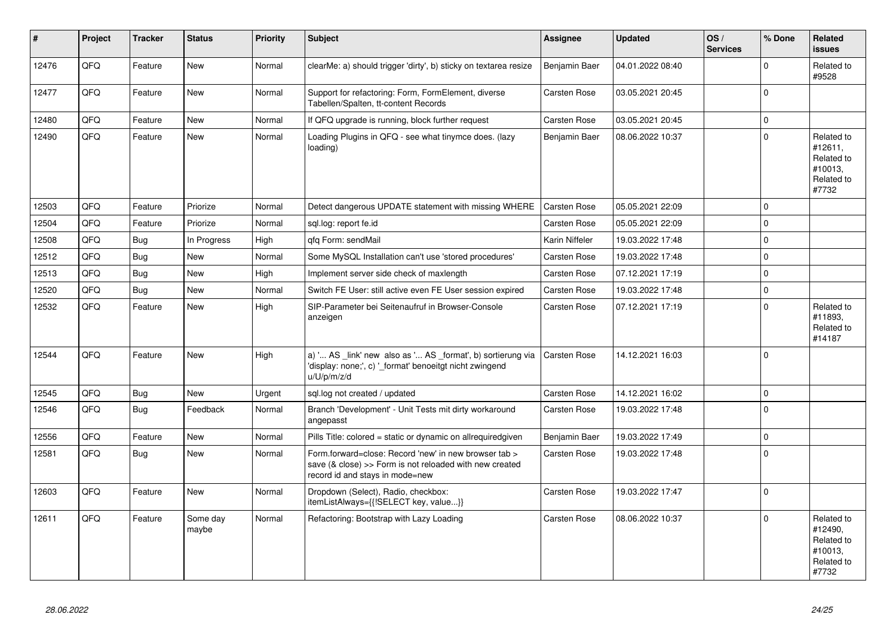| # | Project | Tracker | Status | Priority | Subject | Assignee | Updated | OS / Services | % Done | Related issues |
|---|---|---|---|---|---|---|---|---|---|---|
| 12476 | QFQ | Feature | New | Normal | clearMe: a) should trigger 'dirty', b) sticky on textarea resize | Benjamin Baer | 04.01.2022 08:40 | | 0 | Related to #9528 |
| 12477 | QFQ | Feature | New | Normal | Support for refactoring: Form, FormElement, diverse Tabellen/Spalten, tt-content Records | Carsten Rose | 03.05.2021 20:45 | | 0 | |
| 12480 | QFQ | Feature | New | Normal | If QFQ upgrade is running, block further request | Carsten Rose | 03.05.2021 20:45 | | 0 | |
| 12490 | QFQ | Feature | New | Normal | Loading Plugins in QFQ - see what tinymce does. (lazy loading) | Benjamin Baer | 08.06.2022 10:37 | | 0 | Related to #12611, Related to #10013, Related to #7732 |
| 12503 | QFQ | Feature | Priorize | Normal | Detect dangerous UPDATE statement with missing WHERE | Carsten Rose | 05.05.2021 22:09 | | 0 | |
| 12504 | QFQ | Feature | Priorize | Normal | sql.log: report fe.id | Carsten Rose | 05.05.2021 22:09 | | 0 | |
| 12508 | QFQ | Bug | In Progress | High | qfq Form: sendMail | Karin Niffeler | 19.03.2022 17:48 | | 0 | |
| 12512 | QFQ | Bug | New | Normal | Some MySQL Installation can't use 'stored procedures' | Carsten Rose | 19.03.2022 17:48 | | 0 | |
| 12513 | QFQ | Bug | New | High | Implement server side check of maxlength | Carsten Rose | 07.12.2021 17:19 | | 0 | |
| 12520 | QFQ | Bug | New | Normal | Switch FE User: still active even FE User session expired | Carsten Rose | 19.03.2022 17:48 | | 0 | |
| 12532 | QFQ | Feature | New | High | SIP-Parameter bei Seitenaufruf in Browser-Console anzeigen | Carsten Rose | 07.12.2021 17:19 | | 0 | Related to #11893, Related to #14187 |
| 12544 | QFQ | Feature | New | High | a) '... AS _link' new also as '... AS _format', b) sortierung via 'display: none;', c) '_format' benoeitgt nicht zwingend u/U/p/m/z/d | Carsten Rose | 14.12.2021 16:03 | | 0 | |
| 12545 | QFQ | Bug | New | Urgent | sql.log not created / updated | Carsten Rose | 14.12.2021 16:02 | | 0 | |
| 12546 | QFQ | Bug | Feedback | Normal | Branch 'Development' - Unit Tests mit dirty workaround angepasst | Carsten Rose | 19.03.2022 17:48 | | 0 | |
| 12556 | QFQ | Feature | New | Normal | Pills Title: colored = static or dynamic on allrequiredgiven | Benjamin Baer | 19.03.2022 17:49 | | 0 | |
| 12581 | QFQ | Bug | New | Normal | Form.forward=close: Record 'new' in new browser tab > save (& close) >> Form is not reloaded with new created record id and stays in mode=new | Carsten Rose | 19.03.2022 17:48 | | 0 | |
| 12603 | QFQ | Feature | New | Normal | Dropdown (Select), Radio, checkbox: itemListAlways={{!SELECT key, value...}} | Carsten Rose | 19.03.2022 17:47 | | 0 | |
| 12611 | QFQ | Feature | Some day maybe | Normal | Refactoring: Bootstrap with Lazy Loading | Carsten Rose | 08.06.2022 10:37 | | 0 | Related to #12490, Related to #10013, Related to #7732 |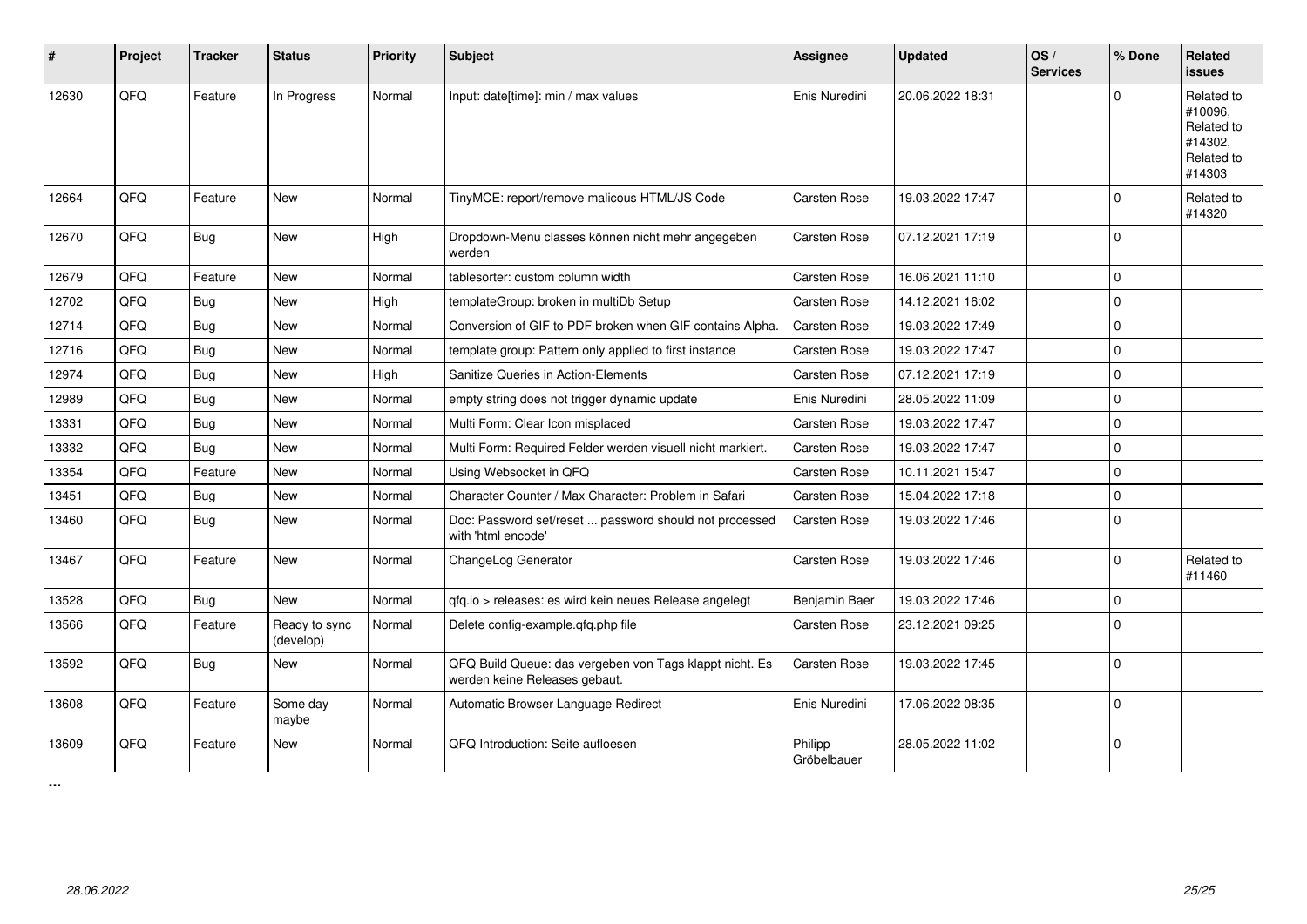| # | Project | Tracker | Status | Priority | Subject | Assignee | Updated | OS / Services | % Done | Related issues |
|---|---|---|---|---|---|---|---|---|---|---|
| 12630 | QFQ | Feature | In Progress | Normal | Input: date[time]: min / max values | Enis Nuredini | 20.06.2022 18:31 | | 0 | Related to #10096, Related to #14302, Related to #14303 |
| 12664 | QFQ | Feature | New | Normal | TinyMCE: report/remove malicous HTML/JS Code | Carsten Rose | 19.03.2022 17:47 | | 0 | Related to #14320 |
| 12670 | QFQ | Bug | New | High | Dropdown-Menu classes können nicht mehr angegeben werden | Carsten Rose | 07.12.2021 17:19 | | 0 | |
| 12679 | QFQ | Feature | New | Normal | tablesorter: custom column width | Carsten Rose | 16.06.2021 11:10 | | 0 | |
| 12702 | QFQ | Bug | New | High | templateGroup: broken in multiDb Setup | Carsten Rose | 14.12.2021 16:02 | | 0 | |
| 12714 | QFQ | Bug | New | Normal | Conversion of GIF to PDF broken when GIF contains Alpha. | Carsten Rose | 19.03.2022 17:49 | | 0 | |
| 12716 | QFQ | Bug | New | Normal | template group: Pattern only applied to first instance | Carsten Rose | 19.03.2022 17:47 | | 0 | |
| 12974 | QFQ | Bug | New | High | Sanitize Queries in Action-Elements | Carsten Rose | 07.12.2021 17:19 | | 0 | |
| 12989 | QFQ | Bug | New | Normal | empty string does not trigger dynamic update | Enis Nuredini | 28.05.2022 11:09 | | 0 | |
| 13331 | QFQ | Bug | New | Normal | Multi Form: Clear Icon misplaced | Carsten Rose | 19.03.2022 17:47 | | 0 | |
| 13332 | QFQ | Bug | New | Normal | Multi Form: Required Felder werden visuell nicht markiert. | Carsten Rose | 19.03.2022 17:47 | | 0 | |
| 13354 | QFQ | Feature | New | Normal | Using Websocket in QFQ | Carsten Rose | 10.11.2021 15:47 | | 0 | |
| 13451 | QFQ | Bug | New | Normal | Character Counter / Max Character: Problem in Safari | Carsten Rose | 15.04.2022 17:18 | | 0 | |
| 13460 | QFQ | Bug | New | Normal | Doc: Password set/reset ... password should not processed with 'html encode' | Carsten Rose | 19.03.2022 17:46 | | 0 | |
| 13467 | QFQ | Feature | New | Normal | ChangeLog Generator | Carsten Rose | 19.03.2022 17:46 | | 0 | Related to #11460 |
| 13528 | QFQ | Bug | New | Normal | qfq.io > releases: es wird kein neues Release angelegt | Benjamin Baer | 19.03.2022 17:46 | | 0 | |
| 13566 | QFQ | Feature | Ready to sync (develop) | Normal | Delete config-example.qfq.php file | Carsten Rose | 23.12.2021 09:25 | | 0 | |
| 13592 | QFQ | Bug | New | Normal | QFQ Build Queue: das vergeben von Tags klappt nicht. Es werden keine Releases gebaut. | Carsten Rose | 19.03.2022 17:45 | | 0 | |
| 13608 | QFQ | Feature | Some day maybe | Normal | Automatic Browser Language Redirect | Enis Nuredini | 17.06.2022 08:35 | | 0 | |
| 13609 | QFQ | Feature | New | Normal | QFQ Introduction: Seite aufloesen | Philipp Gröbelbauer | 28.05.2022 11:02 | | 0 | |

...